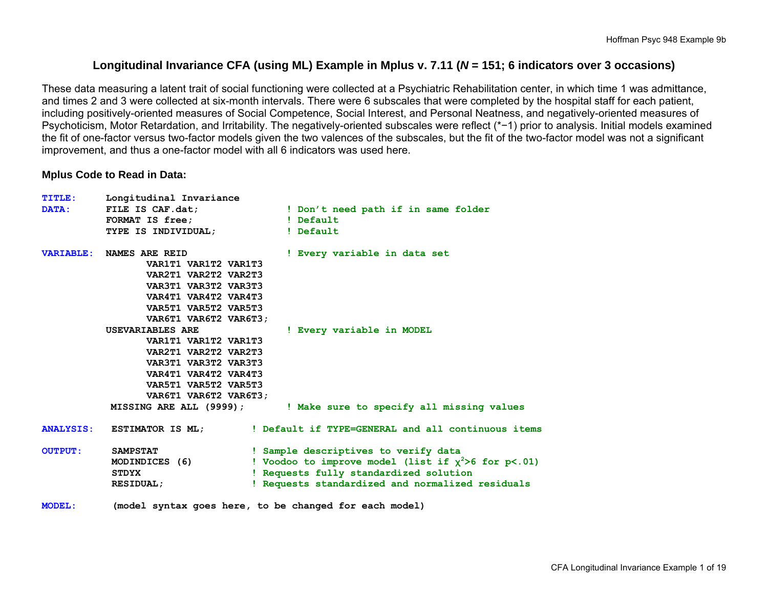# Longitudinal Invariance CFA (using ML) Example in Mplus v. 7.11 (*N* = 151; 6 indicators over 3 occasions)

These data measuring a latent trait of social functioning were collected at a Psychiatric Rehabilitation center, in which time 1 was admittance, and times 2 and 3 were collected at six-month intervals. There were 6 subscales that were completed by the hospital staff for each patient, including positively-oriented measures of Social Competence, Social Interest, and Personal Neatness, and negatively-oriented measures of Psychoticism, Motor Retardation, and Irritability. The negatively-oriented subscales were reflect (*−1) prior to analysis. Initial models examined the fit of one-factor versus two-factor models given the two valences of the subscales, but the fit of the two-factor model was not a significant improvement, and thus a one-factor model with all 6 indicators was used here.

### Mplus Code to Read in Data:

```
TITLE:     Longitudinal Invariance
DATA:      FILE IS CAF.dat;                ! Don't need path if in same folder
           FORMAT IS free;                 ! Default
           TYPE IS INDIVIDUAL;             ! Default

VARIABLE:  NAMES ARE REID                  ! Every variable in data set
                VAR1T1 VAR1T2 VAR1T3
                VAR2T1 VAR2T2 VAR2T3
                VAR3T1 VAR3T2 VAR3T3
                VAR4T1 VAR4T2 VAR4T3
                VAR5T1 VAR5T2 VAR5T3
                VAR6T1 VAR6T2 VAR6T3;
           USEVARIABLES ARE                ! Every variable in MODEL
                VAR1T1 VAR1T2 VAR1T3
                VAR2T1 VAR2T2 VAR2T3
                VAR3T1 VAR3T2 VAR3T3
                VAR4T1 VAR4T2 VAR4T3
                VAR5T1 VAR5T2 VAR5T3
                VAR6T1 VAR6T2 VAR6T3;
            MISSING ARE ALL (9999);        ! Make sure to specify all missing values

ANALYSIS:   ESTIMATOR IS ML;         ! Default if TYPE=GENERAL and all continuous items

OUTPUT:     SAMPSTAT                 ! Sample descriptives to verify data
            MODINDICES (6)           ! Voodoo to improve model (list if χ2>6 for p<.01)
            STDYX                    ! Requests fully standardized solution
            RESIDUAL;                ! Requests standardized and normalized residuals

MODEL:      (model syntax goes here, to be changed for each model)
```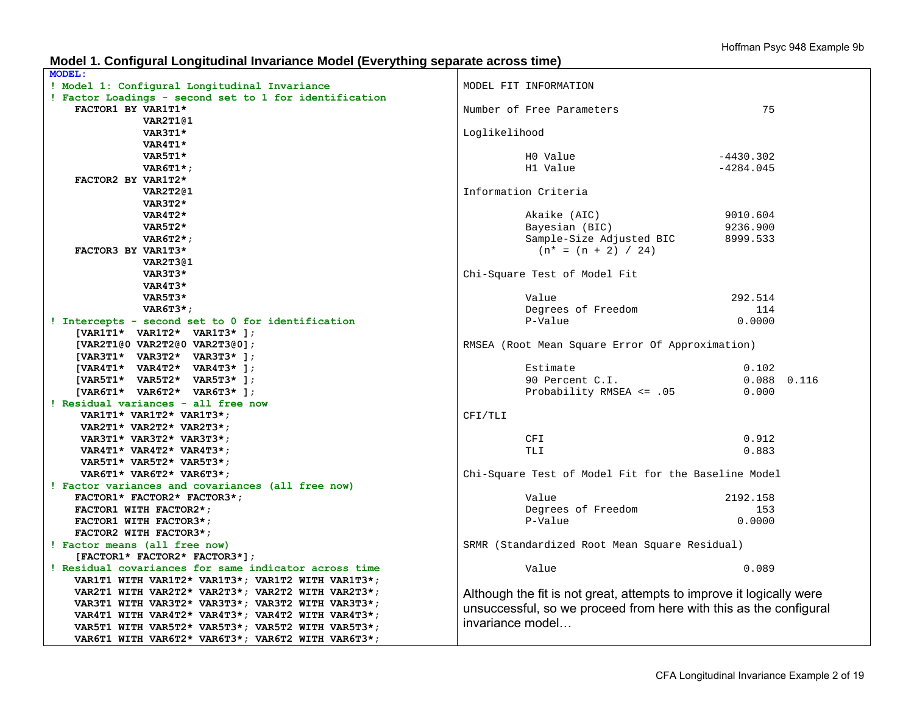## Model 1. Configural Longitudinal Invariance Model (Everything separate across time)

```
MODEL:
! Model 1: Configural Longitudinal Invariance
! Factor Loadings - second set to 1 for identification
   FACTOR1 BY VAR1T1*
              VAR2T1@1
              VAR3T1*
              VAR4T1*
              VAR5T1*
              VAR6T1*;
   FACTOR2 BY VAR1T2*
              VAR2T2@1
              VAR3T2*
              VAR4T2*
              VAR5T2*
              VAR6T2*;
   FACTOR3 BY VAR1T3*
              VAR2T3@1
              VAR3T3*
              VAR4T3*
              VAR5T3*
              VAR6T3*;
! Intercepts - second set to 0 for identification
   [VAR1T1*  VAR1T2*  VAR1T3* ];
   [VAR2T1@0 VAR2T2@0 VAR2T3@0];
   [VAR3T1*  VAR3T2*  VAR3T3* ];
   [VAR4T1*  VAR4T2*  VAR4T3* ];
   [VAR5T1*  VAR5T2*  VAR5T3* ];
   [VAR6T1*  VAR6T2*  VAR6T3* ];
! Residual variances - all free now
    VAR1T1* VAR1T2* VAR1T3*;
    VAR2T1* VAR2T2* VAR2T3*;
    VAR3T1* VAR3T2* VAR3T3*;
    VAR4T1* VAR4T2* VAR4T3*;
    VAR5T1* VAR5T2* VAR5T3*;
    VAR6T1* VAR6T2* VAR6T3*;
! Factor variances and covariances (all free now)
   FACTOR1* FACTOR2* FACTOR3*;
   FACTOR1 WITH FACTOR2*;
   FACTOR1 WITH FACTOR3*;
   FACTOR2 WITH FACTOR3*;
! Factor means (all free now)
   [FACTOR1* FACTOR2* FACTOR3*];
! Residual covariances for same indicator across time
   VAR1T1 WITH VAR1T2* VAR1T3*; VAR1T2 WITH VAR1T3*;
   VAR2T1 WITH VAR2T2* VAR2T3*; VAR2T2 WITH VAR2T3*;
   VAR3T1 WITH VAR3T2* VAR3T3*; VAR3T2 WITH VAR3T3*;
   VAR4T1 WITH VAR4T2* VAR4T3*; VAR4T2 WITH VAR4T3*;
   VAR5T1 WITH VAR5T2* VAR5T3*; VAR5T2 WITH VAR5T3*;
   VAR6T1 WITH VAR6T2* VAR6T3*; VAR6T2 WITH VAR6T3*;
```

```
MODEL FIT INFORMATION

Number of Free Parameters                       75

Loglikelihood

          H0 Value                       -4430.302
          H1 Value                       -4284.045

Information Criteria

          Akaike (AIC)                    9010.604
          Bayesian (BIC)                  9236.900
          Sample-Size Adjusted BIC        8999.533
            (n* = (n + 2) / 24)

Chi-Square Test of Model Fit

          Value                            292.514
          Degrees of Freedom                   114
          P-Value                           0.0000

RMSEA (Root Mean Square Error Of Approximation)

          Estimate                           0.102
          90 Percent C.I.                    0.088  0.116
          Probability RMSEA <= .05           0.000

CFI/TLI

          CFI                                0.912
          TLI                                0.883

Chi-Square Test of Model Fit for the Baseline Model

          Value                           2192.158
          Degrees of Freedom                   153
          P-Value                           0.0000

SRMR (Standardized Root Mean Square Residual)

          Value                              0.089
```

Although the fit is not great, attempts to improve it logically were unsuccessful, so we proceed from here with this as the configural invariance model…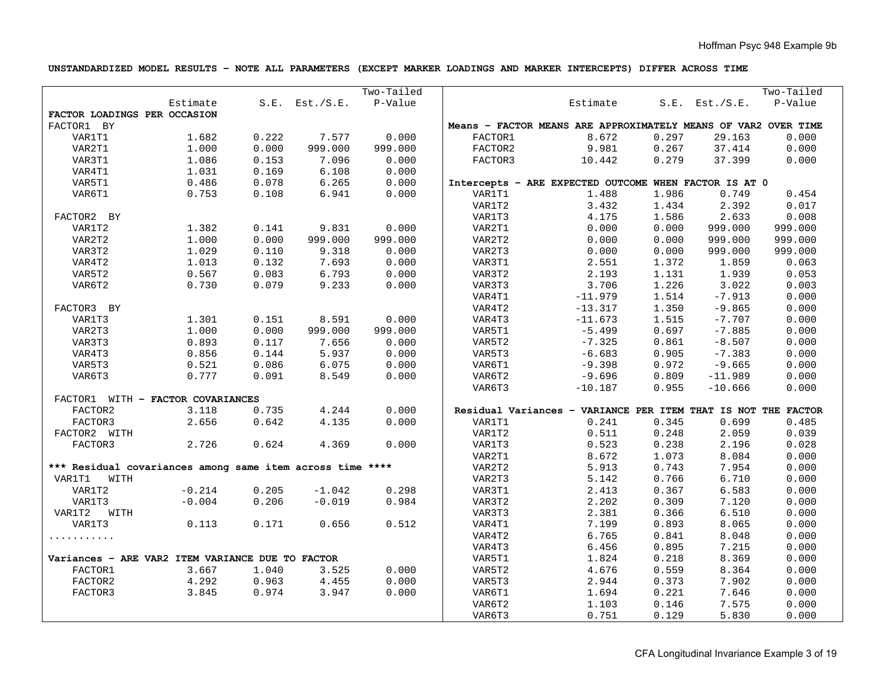**UNSTANDARDIZED MODEL RESULTS – NOTE ALL PARAMETERS (EXCEPT MARKER LOADINGS AND MARKER INTERCEPTS) DIFFER ACROSS TIME**

| | Estimate | S.E. | Est./S.E. | Two-Tailed P-Value |
|---|---|---|---|---|
| **FACTOR LOADINGS PER OCCASION** | | | | |
| FACTOR1 BY | | | | |
| VAR1T1 | 1.682 | 0.222 | 7.577 | 0.000 |
| VAR2T1 | 1.000 | 0.000 | 999.000 | 999.000 |
| VAR3T1 | 1.086 | 0.153 | 7.096 | 0.000 |
| VAR4T1 | 1.031 | 0.169 | 6.108 | 0.000 |
| VAR5T1 | 0.486 | 0.078 | 6.265 | 0.000 |
| VAR6T1 | 0.753 | 0.108 | 6.941 | 0.000 |
| FACTOR2 BY | | | | |
| VAR1T2 | 1.382 | 0.141 | 9.831 | 0.000 |
| VAR2T2 | 1.000 | 0.000 | 999.000 | 999.000 |
| VAR3T2 | 1.029 | 0.110 | 9.318 | 0.000 |
| VAR4T2 | 1.013 | 0.132 | 7.693 | 0.000 |
| VAR5T2 | 0.567 | 0.083 | 6.793 | 0.000 |
| VAR6T2 | 0.730 | 0.079 | 9.233 | 0.000 |
| FACTOR3 BY | | | | |
| VAR1T3 | 1.301 | 0.151 | 8.591 | 0.000 |
| VAR2T3 | 1.000 | 0.000 | 999.000 | 999.000 |
| VAR3T3 | 0.893 | 0.117 | 7.656 | 0.000 |
| VAR4T3 | 0.856 | 0.144 | 5.937 | 0.000 |
| VAR5T3 | 0.521 | 0.086 | 6.075 | 0.000 |
| VAR6T3 | 0.777 | 0.091 | 8.549 | 0.000 |
| FACTOR1 WITH – **FACTOR COVARIANCES** | | | | |
| FACTOR2 | 3.118 | 0.735 | 4.244 | 0.000 |
| FACTOR3 | 2.656 | 0.642 | 4.135 | 0.000 |
| FACTOR2 WITH | | | | |
| FACTOR3 | 2.726 | 0.624 | 4.369 | 0.000 |
| **\*\*\* Residual covariances among same item across time \*\*\*\*** | | | | |
| VAR1T1 WITH | | | | |
| VAR1T2 | -0.214 | 0.205 | -1.042 | 0.298 |
| VAR1T3 | -0.004 | 0.206 | -0.019 | 0.984 |
| VAR1T2 WITH | | | | |
| VAR1T3 | 0.113 | 0.171 | 0.656 | 0.512 |
| ........... | | | | |
| **Variances – ARE VAR2 ITEM VARIANCE DUE TO FACTOR** | | | | |
| FACTOR1 | 3.667 | 1.040 | 3.525 | 0.000 |
| FACTOR2 | 4.292 | 0.963 | 4.455 | 0.000 |
| FACTOR3 | 3.845 | 0.974 | 3.947 | 0.000 |

| | Estimate | S.E. | Est./S.E. | Two-Tailed P-Value |
|---|---|---|---|---|
| **Means – FACTOR MEANS ARE APPROXIMATELY MEANS OF VAR2 OVER TIME** | | | | |
| FACTOR1 | 8.672 | 0.297 | 29.163 | 0.000 |
| FACTOR2 | 9.981 | 0.267 | 37.414 | 0.000 |
| FACTOR3 | 10.442 | 0.279 | 37.399 | 0.000 |
| **Intercepts – ARE EXPECTED OUTCOME WHEN FACTOR IS AT 0** | | | | |
| VAR1T1 | 1.488 | 1.986 | 0.749 | 0.454 |
| VAR1T2 | 3.432 | 1.434 | 2.392 | 0.017 |
| VAR1T3 | 4.175 | 1.586 | 2.633 | 0.008 |
| VAR2T1 | 0.000 | 0.000 | 999.000 | 999.000 |
| VAR2T2 | 0.000 | 0.000 | 999.000 | 999.000 |
| VAR2T3 | 0.000 | 0.000 | 999.000 | 999.000 |
| VAR3T1 | 2.551 | 1.372 | 1.859 | 0.063 |
| VAR3T2 | 2.193 | 1.131 | 1.939 | 0.053 |
| VAR3T3 | 3.706 | 1.226 | 3.022 | 0.003 |
| VAR4T1 | -11.979 | 1.514 | -7.913 | 0.000 |
| VAR4T2 | -13.317 | 1.350 | -9.865 | 0.000 |
| VAR4T3 | -11.673 | 1.515 | -7.707 | 0.000 |
| VAR5T1 | -5.499 | 0.697 | -7.885 | 0.000 |
| VAR5T2 | -7.325 | 0.861 | -8.507 | 0.000 |
| VAR5T3 | -6.683 | 0.905 | -7.383 | 0.000 |
| VAR6T1 | -9.398 | 0.972 | -9.665 | 0.000 |
| VAR6T2 | -9.696 | 0.809 | -11.989 | 0.000 |
| VAR6T3 | -10.187 | 0.955 | -10.666 | 0.000 |
| **Residual Variances – VARIANCE PER ITEM THAT IS NOT THE FACTOR** | | | | |
| VAR1T1 | 0.241 | 0.345 | 0.699 | 0.485 |
| VAR1T2 | 0.511 | 0.248 | 2.059 | 0.039 |
| VAR1T3 | 0.523 | 0.238 | 2.196 | 0.028 |
| VAR2T1 | 8.672 | 1.073 | 8.084 | 0.000 |
| VAR2T2 | 5.913 | 0.743 | 7.954 | 0.000 |
| VAR2T3 | 5.142 | 0.766 | 6.710 | 0.000 |
| VAR3T1 | 2.413 | 0.367 | 6.583 | 0.000 |
| VAR3T2 | 2.202 | 0.309 | 7.120 | 0.000 |
| VAR3T3 | 2.381 | 0.366 | 6.510 | 0.000 |
| VAR4T1 | 7.199 | 0.893 | 8.065 | 0.000 |
| VAR4T2 | 6.765 | 0.841 | 8.048 | 0.000 |
| VAR4T3 | 6.456 | 0.895 | 7.215 | 0.000 |
| VAR5T1 | 1.824 | 0.218 | 8.369 | 0.000 |
| VAR5T2 | 4.676 | 0.559 | 8.364 | 0.000 |
| VAR5T3 | 2.944 | 0.373 | 7.902 | 0.000 |
| VAR6T1 | 1.694 | 0.221 | 7.646 | 0.000 |
| VAR6T2 | 1.103 | 0.146 | 7.575 | 0.000 |
| VAR6T3 | 0.751 | 0.129 | 5.830 | 0.000 |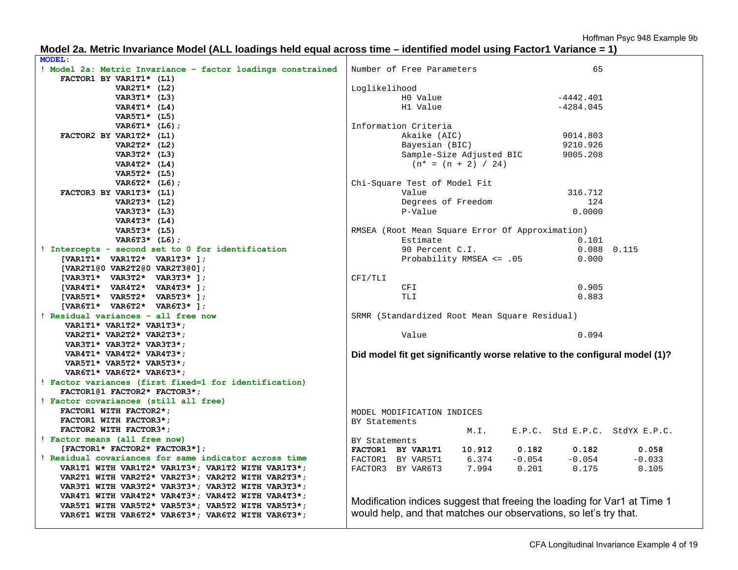## Model 2a. Metric Invariance Model (ALL loadings held equal across time – identified model using Factor1 Variance = 1)

```
MODEL:
! Model 2a: Metric Invariance - factor loadings constrained
   FACTOR1 BY VAR1T1* (L1)
              VAR2T1* (L2)
              VAR3T1* (L3)
              VAR4T1* (L4)
              VAR5T1* (L5)
              VAR6T1* (L6);
   FACTOR2 BY VAR1T2* (L1)
              VAR2T2* (L2)
              VAR3T2* (L3)
              VAR4T2* (L4)
              VAR5T2* (L5)
              VAR6T2* (L6);
   FACTOR3 BY VAR1T3* (L1)
              VAR2T3* (L2)
              VAR3T3* (L3)
              VAR4T3* (L4)
              VAR5T3* (L5)
              VAR6T3* (L6);
! Intercepts - second set to 0 for identification
   [VAR1T1*  VAR1T2*  VAR1T3* ];
   [VAR2T1@0 VAR2T2@0 VAR2T3@0];
   [VAR3T1*  VAR3T2*  VAR3T3* ];
   [VAR4T1*  VAR4T2*  VAR4T3* ];
   [VAR5T1*  VAR5T2*  VAR5T3* ];
   [VAR6T1*  VAR6T2*  VAR6T3* ];
! Residual variances - all free now
    VAR1T1* VAR1T2* VAR1T3*;
    VAR2T1* VAR2T2* VAR2T3*;
    VAR3T1* VAR3T2* VAR3T3*;
    VAR4T1* VAR4T2* VAR4T3*;
    VAR5T1* VAR5T2* VAR5T3*;
    VAR6T1* VAR6T2* VAR6T3*;
! Factor variances (first fixed=1 for identification)
   FACTOR1@1 FACTOR2* FACTOR3*;
! Factor covariances (still all free)
   FACTOR1 WITH FACTOR2*;
   FACTOR1 WITH FACTOR3*;
   FACTOR2 WITH FACTOR3*;
! Factor means (all free now)
   [FACTOR1* FACTOR2* FACTOR3*];
! Residual covariances for same indicator across time
   VAR1T1 WITH VAR1T2* VAR1T3*; VAR1T2 WITH VAR1T3*;
   VAR2T1 WITH VAR2T2* VAR2T3*; VAR2T2 WITH VAR2T3*;
   VAR3T1 WITH VAR3T2* VAR3T3*; VAR3T2 WITH VAR3T3*;
   VAR4T1 WITH VAR4T2* VAR4T3*; VAR4T2 WITH VAR4T3*;
   VAR5T1 WITH VAR5T2* VAR5T3*; VAR5T2 WITH VAR5T3*;
   VAR6T1 WITH VAR6T2* VAR6T3*; VAR6T2 WITH VAR6T3*;
```

```
Number of Free Parameters                       65

Loglikelihood
          H0 Value                       -4442.401
          H1 Value                       -4284.045

Information Criteria
          Akaike (AIC)                    9014.803
          Bayesian (BIC)                  9210.926
          Sample-Size Adjusted BIC        9005.208
            (n* = (n + 2) / 24)

Chi-Square Test of Model Fit
          Value                            316.712
          Degrees of Freedom                   124
          P-Value                           0.0000

RMSEA (Root Mean Square Error Of Approximation)
          Estimate                           0.101
          90 Percent C.I.                    0.088  0.115
          Probability RMSEA <= .05           0.000

CFI/TLI
          CFI                                0.905
          TLI                                0.883

SRMR (Standardized Root Mean Square Residual)

          Value                              0.094
```

**Did model fit get significantly worse relative to the configural model (1)?**

```
MODEL MODIFICATION INDICES
BY Statements
                       M.I.     E.P.C.  Std E.P.C.  StdYX E.P.C.
BY Statements
FACTOR1  BY VAR1T1    10.912     0.182      0.182        0.058
FACTOR1  BY VAR5T1     6.374    -0.054     -0.054       -0.033
FACTOR3  BY VAR6T3     7.994     0.201      0.175        0.105
```

Modification indices suggest that freeing the loading for Var1 at Time 1 would help, and that matches our observations, so let's try that.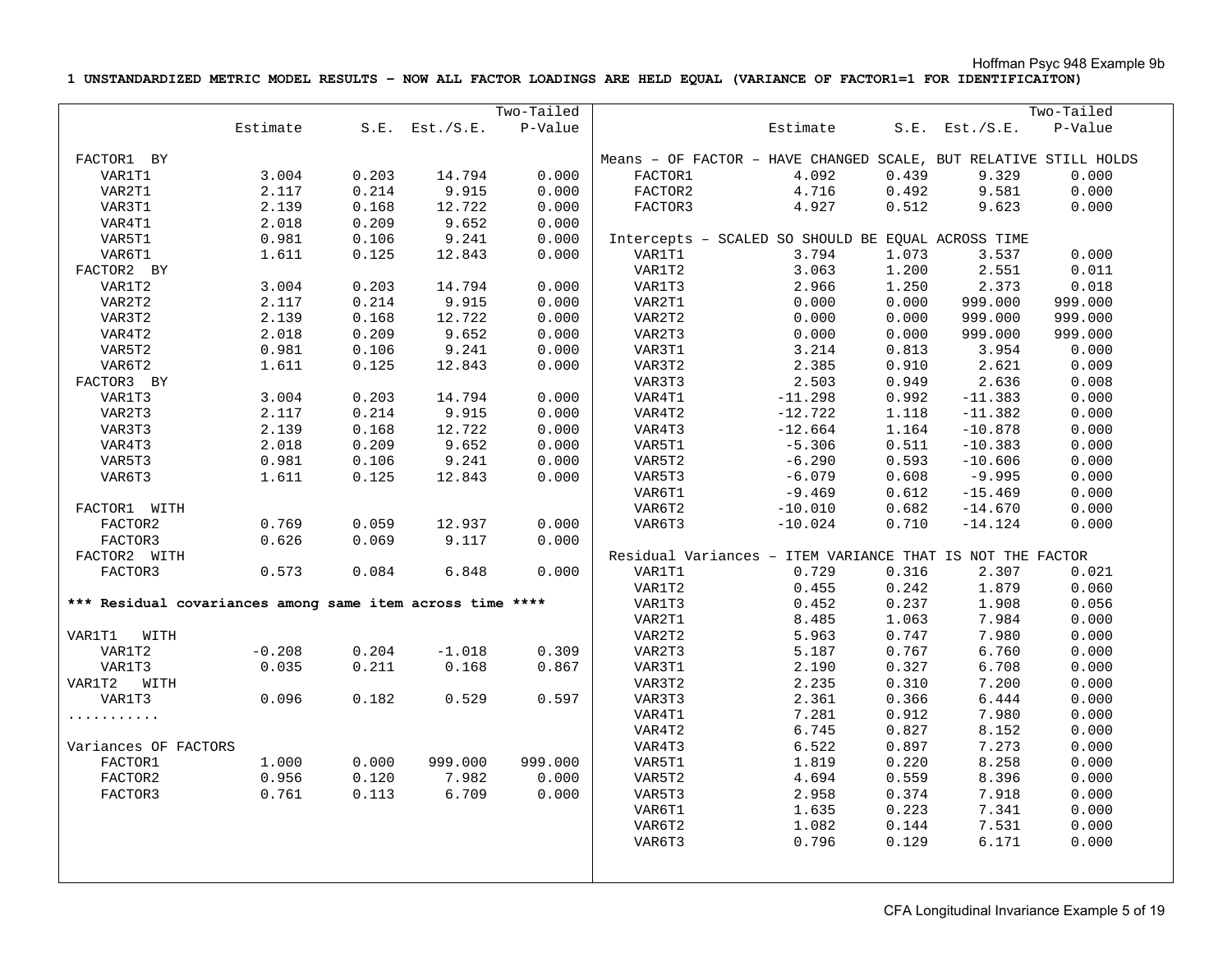**1 UNSTANDARDIZED METRIC MODEL RESULTS – NOW ALL FACTOR LOADINGS ARE HELD EQUAL (VARIANCE OF FACTOR1=1 FOR IDENTIFICAITON)**

| | Estimate | S.E. | Est./S.E. | Two-Tailed P-Value |
|---|---|---|---|---|
| FACTOR1 BY | | | | |
| VAR1T1 | 3.004 | 0.203 | 14.794 | 0.000 |
| VAR2T1 | 2.117 | 0.214 | 9.915 | 0.000 |
| VAR3T1 | 2.139 | 0.168 | 12.722 | 0.000 |
| VAR4T1 | 2.018 | 0.209 | 9.652 | 0.000 |
| VAR5T1 | 0.981 | 0.106 | 9.241 | 0.000 |
| VAR6T1 | 1.611 | 0.125 | 12.843 | 0.000 |
| FACTOR2 BY | | | | |
| VAR1T2 | 3.004 | 0.203 | 14.794 | 0.000 |
| VAR2T2 | 2.117 | 0.214 | 9.915 | 0.000 |
| VAR3T2 | 2.139 | 0.168 | 12.722 | 0.000 |
| VAR4T2 | 2.018 | 0.209 | 9.652 | 0.000 |
| VAR5T2 | 0.981 | 0.106 | 9.241 | 0.000 |
| VAR6T2 | 1.611 | 0.125 | 12.843 | 0.000 |
| FACTOR3 BY | | | | |
| VAR1T3 | 3.004 | 0.203 | 14.794 | 0.000 |
| VAR2T3 | 2.117 | 0.214 | 9.915 | 0.000 |
| VAR3T3 | 2.139 | 0.168 | 12.722 | 0.000 |
| VAR4T3 | 2.018 | 0.209 | 9.652 | 0.000 |
| VAR5T3 | 0.981 | 0.106 | 9.241 | 0.000 |
| VAR6T3 | 1.611 | 0.125 | 12.843 | 0.000 |
| FACTOR1 WITH | | | | |
| FACTOR2 | 0.769 | 0.059 | 12.937 | 0.000 |
| FACTOR3 | 0.626 | 0.069 | 9.117 | 0.000 |
| FACTOR2 WITH | | | | |
| FACTOR3 | 0.573 | 0.084 | 6.848 | 0.000 |
| **\*\*\* Residual covariances among same item across time \*\*\*\*** | | | | |
| VAR1T1 WITH | | | | |
| VAR1T2 | -0.208 | 0.204 | -1.018 | 0.309 |
| VAR1T3 | 0.035 | 0.211 | 0.168 | 0.867 |
| VAR1T2 WITH | | | | |
| VAR1T3 | 0.096 | 0.182 | 0.529 | 0.597 |
| ........... | | | | |
| Variances OF FACTORS | | | | |
| FACTOR1 | 1.000 | 0.000 | 999.000 | 999.000 |
| FACTOR2 | 0.956 | 0.120 | 7.982 | 0.000 |
| FACTOR3 | 0.761 | 0.113 | 6.709 | 0.000 |

| | Estimate | S.E. | Est./S.E. | Two-Tailed P-Value |
|---|---|---|---|---|
| Means – OF FACTOR – HAVE CHANGED SCALE, BUT RELATIVE STILL HOLDS | | | | |
| FACTOR1 | 4.092 | 0.439 | 9.329 | 0.000 |
| FACTOR2 | 4.716 | 0.492 | 9.581 | 0.000 |
| FACTOR3 | 4.927 | 0.512 | 9.623 | 0.000 |
| Intercepts – SCALED SO SHOULD BE EQUAL ACROSS TIME | | | | |
| VAR1T1 | 3.794 | 1.073 | 3.537 | 0.000 |
| VAR1T2 | 3.063 | 1.200 | 2.551 | 0.011 |
| VAR1T3 | 2.966 | 1.250 | 2.373 | 0.018 |
| VAR2T1 | 0.000 | 0.000 | 999.000 | 999.000 |
| VAR2T2 | 0.000 | 0.000 | 999.000 | 999.000 |
| VAR2T3 | 0.000 | 0.000 | 999.000 | 999.000 |
| VAR3T1 | 3.214 | 0.813 | 3.954 | 0.000 |
| VAR3T2 | 2.385 | 0.910 | 2.621 | 0.009 |
| VAR3T3 | 2.503 | 0.949 | 2.636 | 0.008 |
| VAR4T1 | -11.298 | 0.992 | -11.383 | 0.000 |
| VAR4T2 | -12.722 | 1.118 | -11.382 | 0.000 |
| VAR4T3 | -12.664 | 1.164 | -10.878 | 0.000 |
| VAR5T1 | -5.306 | 0.511 | -10.383 | 0.000 |
| VAR5T2 | -6.290 | 0.593 | -10.606 | 0.000 |
| VAR5T3 | -6.079 | 0.608 | -9.995 | 0.000 |
| VAR6T1 | -9.469 | 0.612 | -15.469 | 0.000 |
| VAR6T2 | -10.010 | 0.682 | -14.670 | 0.000 |
| VAR6T3 | -10.024 | 0.710 | -14.124 | 0.000 |
| Residual Variances – ITEM VARIANCE THAT IS NOT THE FACTOR | | | | |
| VAR1T1 | 0.729 | 0.316 | 2.307 | 0.021 |
| VAR1T2 | 0.455 | 0.242 | 1.879 | 0.060 |
| VAR1T3 | 0.452 | 0.237 | 1.908 | 0.056 |
| VAR2T1 | 8.485 | 1.063 | 7.984 | 0.000 |
| VAR2T2 | 5.963 | 0.747 | 7.980 | 0.000 |
| VAR2T3 | 5.187 | 0.767 | 6.760 | 0.000 |
| VAR3T1 | 2.190 | 0.327 | 6.708 | 0.000 |
| VAR3T2 | 2.235 | 0.310 | 7.200 | 0.000 |
| VAR3T3 | 2.361 | 0.366 | 6.444 | 0.000 |
| VAR4T1 | 7.281 | 0.912 | 7.980 | 0.000 |
| VAR4T2 | 6.745 | 0.827 | 8.152 | 0.000 |
| VAR4T3 | 6.522 | 0.897 | 7.273 | 0.000 |
| VAR5T1 | 1.819 | 0.220 | 8.258 | 0.000 |
| VAR5T2 | 4.694 | 0.559 | 8.396 | 0.000 |
| VAR5T3 | 2.958 | 0.374 | 7.918 | 0.000 |
| VAR6T1 | 1.635 | 0.223 | 7.341 | 0.000 |
| VAR6T2 | 1.082 | 0.144 | 7.531 | 0.000 |
| VAR6T3 | 0.796 | 0.129 | 6.171 | 0.000 |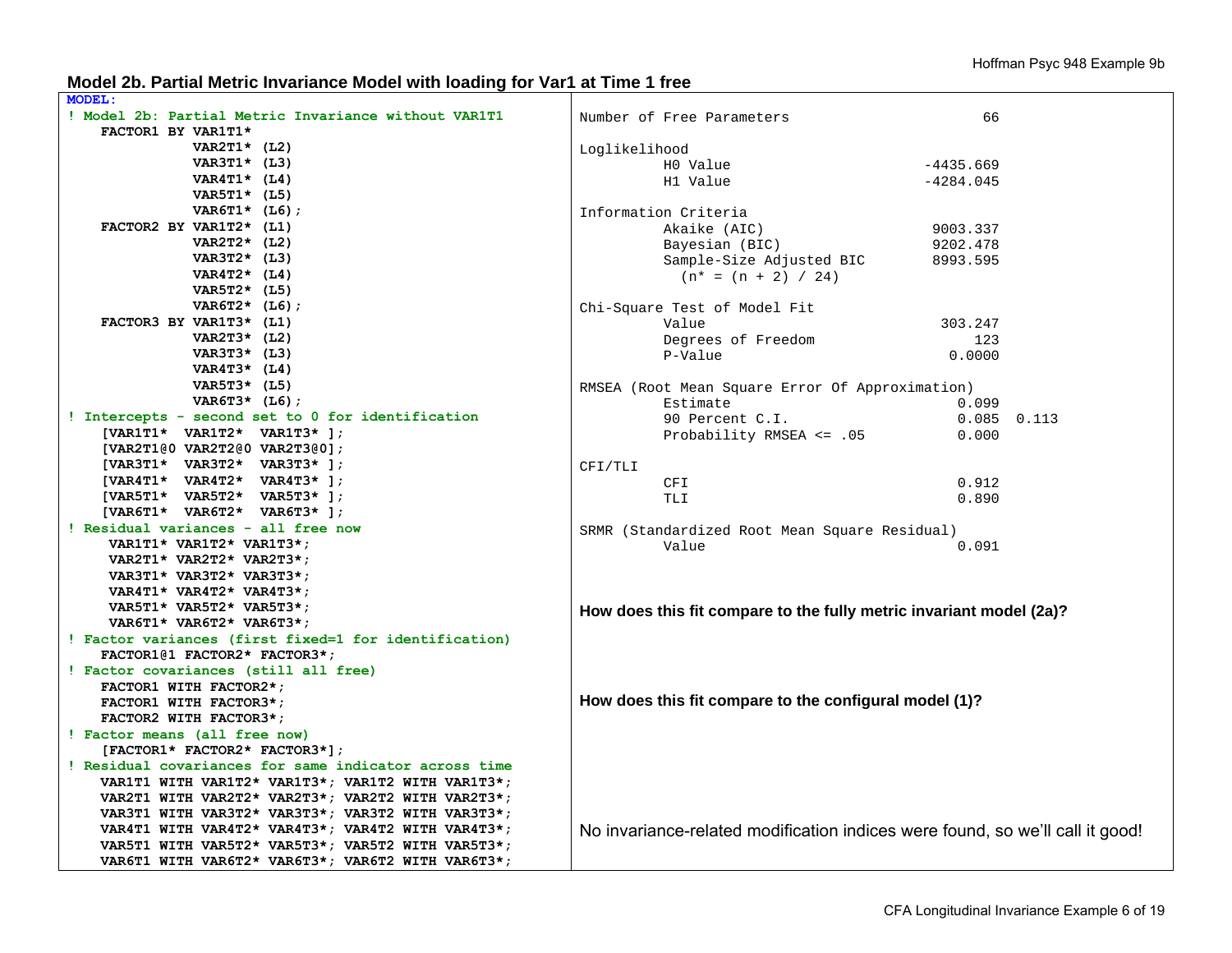## Model 2b. Partial Metric Invariance Model with loading for Var1 at Time 1 free

```
MODEL:
! Model 2b: Partial Metric Invariance without VAR1T1
   FACTOR1 BY VAR1T1*
              VAR2T1* (L2)
              VAR3T1* (L3)
              VAR4T1* (L4)
              VAR5T1* (L5)
              VAR6T1* (L6);
   FACTOR2 BY VAR1T2* (L1)
              VAR2T2* (L2)
              VAR3T2* (L3)
              VAR4T2* (L4)
              VAR5T2* (L5)
              VAR6T2* (L6);
   FACTOR3 BY VAR1T3* (L1)
              VAR2T3* (L2)
              VAR3T3* (L3)
              VAR4T3* (L4)
              VAR5T3* (L5)
              VAR6T3* (L6);
! Intercepts - second set to 0 for identification
   [VAR1T1*  VAR1T2*  VAR1T3* ];
   [VAR2T1@0 VAR2T2@0 VAR2T3@0];
   [VAR3T1*  VAR3T2*  VAR3T3* ];
   [VAR4T1*  VAR4T2*  VAR4T3* ];
   [VAR5T1*  VAR5T2*  VAR5T3* ];
   [VAR6T1*  VAR6T2*  VAR6T3* ];
! Residual variances - all free now
    VAR1T1* VAR1T2* VAR1T3*;
    VAR2T1* VAR2T2* VAR2T3*;
    VAR3T1* VAR3T2* VAR3T3*;
    VAR4T1* VAR4T2* VAR4T3*;
    VAR5T1* VAR5T2* VAR5T3*;
    VAR6T1* VAR6T2* VAR6T3*;
! Factor variances (first fixed=1 for identification)
   FACTOR1@1 FACTOR2* FACTOR3*;
! Factor covariances (still all free)
   FACTOR1 WITH FACTOR2*;
   FACTOR1 WITH FACTOR3*;
   FACTOR2 WITH FACTOR3*;
! Factor means (all free now)
   [FACTOR1* FACTOR2* FACTOR3*];
! Residual covariances for same indicator across time
   VAR1T1 WITH VAR1T2* VAR1T3*; VAR1T2 WITH VAR1T3*;
   VAR2T1 WITH VAR2T2* VAR2T3*; VAR2T2 WITH VAR2T3*;
   VAR3T1 WITH VAR3T2* VAR3T3*; VAR3T2 WITH VAR3T3*;
   VAR4T1 WITH VAR4T2* VAR4T3*; VAR4T2 WITH VAR4T3*;
   VAR5T1 WITH VAR5T2* VAR5T3*; VAR5T2 WITH VAR5T3*;
   VAR6T1 WITH VAR6T2* VAR6T3*; VAR6T2 WITH VAR6T3*;
```

```
Number of Free Parameters                       66

Loglikelihood
          H0 Value                       -4435.669
          H1 Value                       -4284.045

Information Criteria
          Akaike (AIC)                    9003.337
          Bayesian (BIC)                  9202.478
          Sample-Size Adjusted BIC        8993.595
            (n* = (n + 2) / 24)

Chi-Square Test of Model Fit
          Value                            303.247
          Degrees of Freedom                   123
          P-Value                           0.0000

RMSEA (Root Mean Square Error Of Approximation)
          Estimate                           0.099
          90 Percent C.I.                    0.085  0.113
          Probability RMSEA <= .05           0.000

CFI/TLI
          CFI                                0.912
          TLI                                0.890

SRMR (Standardized Root Mean Square Residual)
          Value                              0.091
```

**How does this fit compare to the fully metric invariant model (2a)?**

**How does this fit compare to the configural model (1)?**

No invariance-related modification indices were found, so we'll call it good!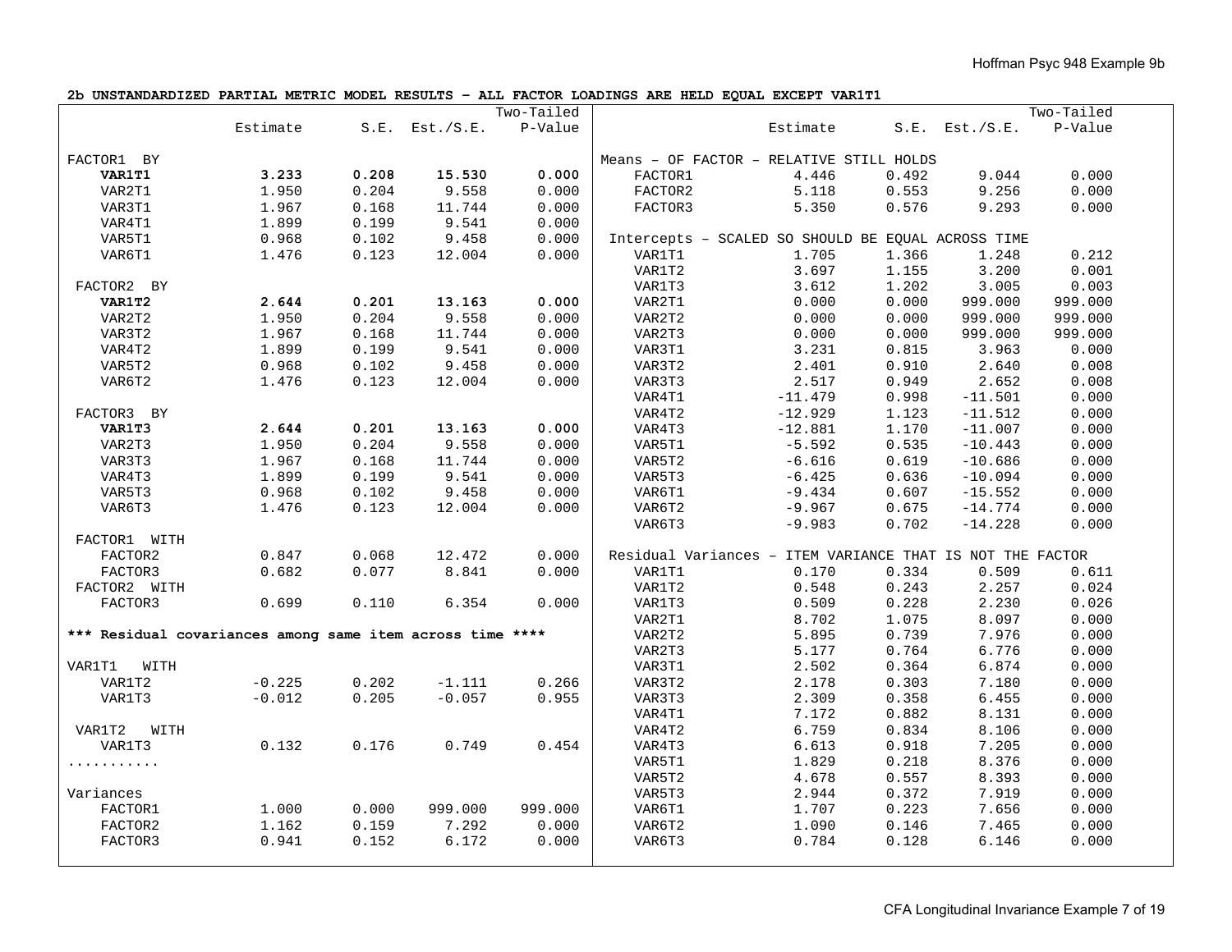**2b UNSTANDARDIZED PARTIAL METRIC MODEL RESULTS – ALL FACTOR LOADINGS ARE HELD EQUAL EXCEPT VAR1T1**

| | Estimate | S.E. | Est./S.E. | Two-Tailed P-Value |
|---|---|---|---|---|
| FACTOR1 BY | | | | |
| **VAR1T1** | **3.233** | **0.208** | **15.530** | **0.000** |
| VAR2T1 | 1.950 | 0.204 | 9.558 | 0.000 |
| VAR3T1 | 1.967 | 0.168 | 11.744 | 0.000 |
| VAR4T1 | 1.899 | 0.199 | 9.541 | 0.000 |
| VAR5T1 | 0.968 | 0.102 | 9.458 | 0.000 |
| VAR6T1 | 1.476 | 0.123 | 12.004 | 0.000 |
| FACTOR2 BY | | | | |
| **VAR1T2** | **2.644** | **0.201** | **13.163** | **0.000** |
| VAR2T2 | 1.950 | 0.204 | 9.558 | 0.000 |
| VAR3T2 | 1.967 | 0.168 | 11.744 | 0.000 |
| VAR4T2 | 1.899 | 0.199 | 9.541 | 0.000 |
| VAR5T2 | 0.968 | 0.102 | 9.458 | 0.000 |
| VAR6T2 | 1.476 | 0.123 | 12.004 | 0.000 |
| FACTOR3 BY | | | | |
| **VAR1T3** | **2.644** | **0.201** | **13.163** | **0.000** |
| VAR2T3 | 1.950 | 0.204 | 9.558 | 0.000 |
| VAR3T3 | 1.967 | 0.168 | 11.744 | 0.000 |
| VAR4T3 | 1.899 | 0.199 | 9.541 | 0.000 |
| VAR5T3 | 0.968 | 0.102 | 9.458 | 0.000 |
| VAR6T3 | 1.476 | 0.123 | 12.004 | 0.000 |
| FACTOR1 WITH | | | | |
| FACTOR2 | 0.847 | 0.068 | 12.472 | 0.000 |
| FACTOR3 | 0.682 | 0.077 | 8.841 | 0.000 |
| FACTOR2 WITH | | | | |
| FACTOR3 | 0.699 | 0.110 | 6.354 | 0.000 |
| ***** Residual covariances among same item across time ***** | | | | |
| VAR1T1 WITH | | | | |
| VAR1T2 | -0.225 | 0.202 | -1.111 | 0.266 |
| VAR1T3 | -0.012 | 0.205 | -0.057 | 0.955 |
| VAR1T2 WITH | | | | |
| VAR1T3 | 0.132 | 0.176 | 0.749 | 0.454 |
| ........... | | | | |
| Variances | | | | |
| FACTOR1 | 1.000 | 0.000 | 999.000 | 999.000 |
| FACTOR2 | 1.162 | 0.159 | 7.292 | 0.000 |
| FACTOR3 | 0.941 | 0.152 | 6.172 | 0.000 |

| | Estimate | S.E. | Est./S.E. | Two-Tailed P-Value |
|---|---|---|---|---|
| Means – OF FACTOR – RELATIVE STILL HOLDS | | | | |
| FACTOR1 | 4.446 | 0.492 | 9.044 | 0.000 |
| FACTOR2 | 5.118 | 0.553 | 9.256 | 0.000 |
| FACTOR3 | 5.350 | 0.576 | 9.293 | 0.000 |
| Intercepts – SCALED SO SHOULD BE EQUAL ACROSS TIME | | | | |
| VAR1T1 | 1.705 | 1.366 | 1.248 | 0.212 |
| VAR1T2 | 3.697 | 1.155 | 3.200 | 0.001 |
| VAR1T3 | 3.612 | 1.202 | 3.005 | 0.003 |
| VAR2T1 | 0.000 | 0.000 | 999.000 | 999.000 |
| VAR2T2 | 0.000 | 0.000 | 999.000 | 999.000 |
| VAR2T3 | 0.000 | 0.000 | 999.000 | 999.000 |
| VAR3T1 | 3.231 | 0.815 | 3.963 | 0.000 |
| VAR3T2 | 2.401 | 0.910 | 2.640 | 0.008 |
| VAR3T3 | 2.517 | 0.949 | 2.652 | 0.008 |
| VAR4T1 | -11.479 | 0.998 | -11.501 | 0.000 |
| VAR4T2 | -12.929 | 1.123 | -11.512 | 0.000 |
| VAR4T3 | -12.881 | 1.170 | -11.007 | 0.000 |
| VAR5T1 | -5.592 | 0.535 | -10.443 | 0.000 |
| VAR5T2 | -6.616 | 0.619 | -10.686 | 0.000 |
| VAR5T3 | -6.425 | 0.636 | -10.094 | 0.000 |
| VAR6T1 | -9.434 | 0.607 | -15.552 | 0.000 |
| VAR6T2 | -9.967 | 0.675 | -14.774 | 0.000 |
| VAR6T3 | -9.983 | 0.702 | -14.228 | 0.000 |
| Residual Variances – ITEM VARIANCE THAT IS NOT THE FACTOR | | | | |
| VAR1T1 | 0.170 | 0.334 | 0.509 | 0.611 |
| VAR1T2 | 0.548 | 0.243 | 2.257 | 0.024 |
| VAR1T3 | 0.509 | 0.228 | 2.230 | 0.026 |
| VAR2T1 | 8.702 | 1.075 | 8.097 | 0.000 |
| VAR2T2 | 5.895 | 0.739 | 7.976 | 0.000 |
| VAR2T3 | 5.177 | 0.764 | 6.776 | 0.000 |
| VAR3T1 | 2.502 | 0.364 | 6.874 | 0.000 |
| VAR3T2 | 2.178 | 0.303 | 7.180 | 0.000 |
| VAR3T3 | 2.309 | 0.358 | 6.455 | 0.000 |
| VAR4T1 | 7.172 | 0.882 | 8.131 | 0.000 |
| VAR4T2 | 6.759 | 0.834 | 8.106 | 0.000 |
| VAR4T3 | 6.613 | 0.918 | 7.205 | 0.000 |
| VAR5T1 | 1.829 | 0.218 | 8.376 | 0.000 |
| VAR5T2 | 4.678 | 0.557 | 8.393 | 0.000 |
| VAR5T3 | 2.944 | 0.372 | 7.919 | 0.000 |
| VAR6T1 | 1.707 | 0.223 | 7.656 | 0.000 |
| VAR6T2 | 1.090 | 0.146 | 7.465 | 0.000 |
| VAR6T3 | 0.784 | 0.128 | 6.146 | 0.000 |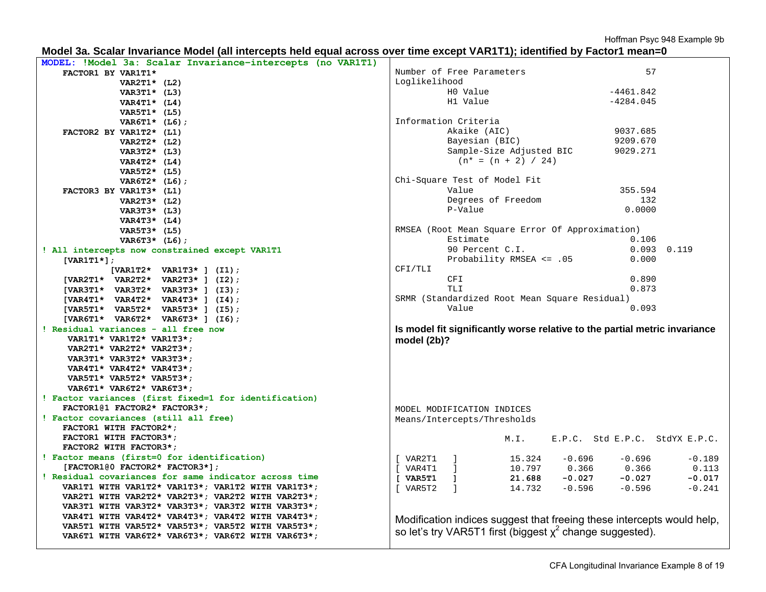**Model 3a. Scalar Invariance Model (all intercepts held equal across over time except VAR1T1); identified by Factor1 mean=0**

```
MODEL: !Model 3a: Scalar Invariance—intercepts (no VAR1T1)
    FACTOR1 BY VAR1T1*
               VAR2T1* (L2)
               VAR3T1* (L3)
               VAR4T1* (L4)
               VAR5T1* (L5)
               VAR6T1* (L6);
    FACTOR2 BY VAR1T2* (L1)
               VAR2T2* (L2)
               VAR3T2* (L3)
               VAR4T2* (L4)
               VAR5T2* (L5)
               VAR6T2* (L6);
    FACTOR3 BY VAR1T3* (L1)
               VAR2T3* (L2)
               VAR3T3* (L3)
               VAR4T3* (L4)
               VAR5T3* (L5)
               VAR6T3* (L6);
! All intercepts now constrained except VAR1T1
    [VAR1T1*];
             [VAR1T2*  VAR1T3* ] (I1);
    [VAR2T1*  VAR2T2*  VAR2T3* ] (I2);
    [VAR3T1*  VAR3T2*  VAR3T3* ] (I3);
    [VAR4T1*  VAR4T2*  VAR4T3* ] (I4);
    [VAR5T1*  VAR5T2*  VAR5T3* ] (I5);
    [VAR6T1*  VAR6T2*  VAR6T3* ] (I6);
! Residual variances - all free now
     VAR1T1* VAR1T2* VAR1T3*;
     VAR2T1* VAR2T2* VAR2T3*;
     VAR3T1* VAR3T2* VAR3T3*;
     VAR4T1* VAR4T2* VAR4T3*;
     VAR5T1* VAR5T2* VAR5T3*;
     VAR6T1* VAR6T2* VAR6T3*;
! Factor variances (first fixed=1 for identification)
    FACTOR1@1 FACTOR2* FACTOR3*;
! Factor covariances (still all free)
    FACTOR1 WITH FACTOR2*;
    FACTOR1 WITH FACTOR3*;
    FACTOR2 WITH FACTOR3*;
! Factor means (first=0 for identification)
    [FACTOR1@0 FACTOR2* FACTOR3*];
! Residual covariances for same indicator across time
    VAR1T1 WITH VAR1T2* VAR1T3*; VAR1T2 WITH VAR1T3*;
    VAR2T1 WITH VAR2T2* VAR2T3*; VAR2T2 WITH VAR2T3*;
    VAR3T1 WITH VAR3T2* VAR3T3*; VAR3T2 WITH VAR3T3*;
    VAR4T1 WITH VAR4T2* VAR4T3*; VAR4T2 WITH VAR4T3*;
    VAR5T1 WITH VAR5T2* VAR5T3*; VAR5T2 WITH VAR5T3*;
    VAR6T1 WITH VAR6T2* VAR6T3*; VAR6T2 WITH VAR6T3*;
```

```
Number of Free Parameters                         57
Loglikelihood
          H0 Value                         -4461.842
          H1 Value                         -4284.045

Information Criteria
          Akaike (AIC)                      9037.685
          Bayesian (BIC)                    9209.670
          Sample-Size Adjusted BIC          9029.271
            (n* = (n + 2) / 24)

Chi-Square Test of Model Fit
          Value                              355.594
          Degrees of Freedom                     132
          P-Value                             0.0000

RMSEA (Root Mean Square Error Of Approximation)
          Estimate                             0.106
          90 Percent C.I.                      0.093  0.119
          Probability RMSEA <= .05             0.000
CFI/TLI
          CFI                                  0.890
          TLI                                  0.873
SRMR (Standardized Root Mean Square Residual)
          Value                                0.093
```

**Is model fit significantly worse relative to the partial metric invariance model (2b)?**

```
MODEL MODIFICATION INDICES
Means/Intercepts/Thresholds

                     M.I.     E.P.C.  Std E.P.C.  StdYX E.P.C.

[ VAR2T1   ]        15.324    -0.696     -0.696       -0.189
[ VAR4T1   ]        10.797     0.366      0.366        0.113
[ VAR5T1   ]        21.688    -0.027     -0.027       -0.017
[ VAR5T2   ]        14.732    -0.596     -0.596       -0.241
```

Modification indices suggest that freeing these intercepts would help, so let's try VAR5T1 first (biggest $\chi^2$ change suggested).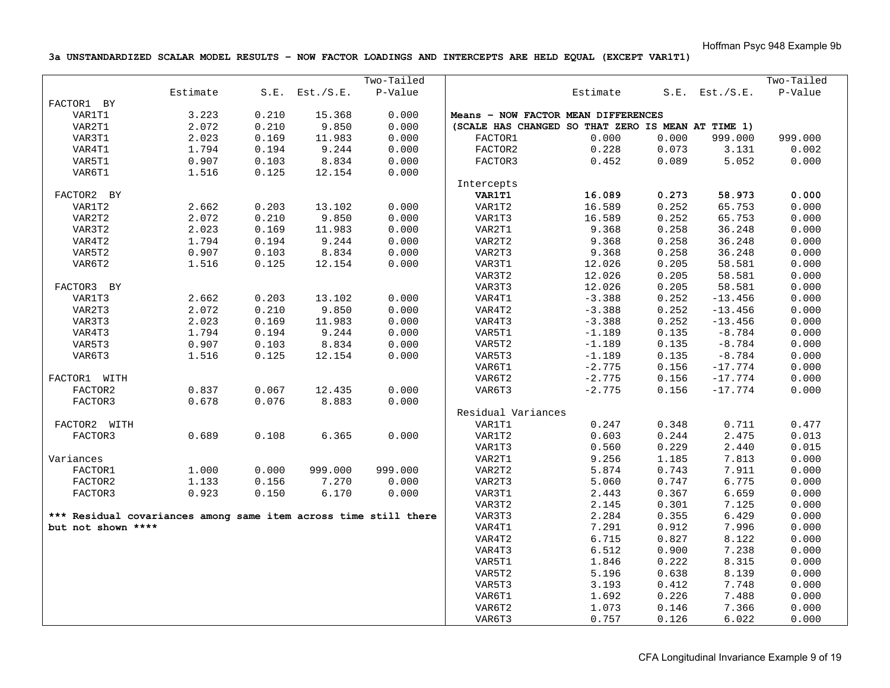**3a UNSTANDARDIZED SCALAR MODEL RESULTS – NOW FACTOR LOADINGS AND INTERCEPTS ARE HELD EQUAL (EXCEPT VAR1T1)**

| | Estimate | S.E. | Est./S.E. | Two-Tailed P-Value |
|---|---|---|---|---|
| FACTOR1 BY | | | | |
| VAR1T1 | 3.223 | 0.210 | 15.368 | 0.000 |
| VAR2T1 | 2.072 | 0.210 | 9.850 | 0.000 |
| VAR3T1 | 2.023 | 0.169 | 11.983 | 0.000 |
| VAR4T1 | 1.794 | 0.194 | 9.244 | 0.000 |
| VAR5T1 | 0.907 | 0.103 | 8.834 | 0.000 |
| VAR6T1 | 1.516 | 0.125 | 12.154 | 0.000 |
| FACTOR2 BY | | | | |
| VAR1T2 | 2.662 | 0.203 | 13.102 | 0.000 |
| VAR2T2 | 2.072 | 0.210 | 9.850 | 0.000 |
| VAR3T2 | 2.023 | 0.169 | 11.983 | 0.000 |
| VAR4T2 | 1.794 | 0.194 | 9.244 | 0.000 |
| VAR5T2 | 0.907 | 0.103 | 8.834 | 0.000 |
| VAR6T2 | 1.516 | 0.125 | 12.154 | 0.000 |
| FACTOR3 BY | | | | |
| VAR1T3 | 2.662 | 0.203 | 13.102 | 0.000 |
| VAR2T3 | 2.072 | 0.210 | 9.850 | 0.000 |
| VAR3T3 | 2.023 | 0.169 | 11.983 | 0.000 |
| VAR4T3 | 1.794 | 0.194 | 9.244 | 0.000 |
| VAR5T3 | 0.907 | 0.103 | 8.834 | 0.000 |
| VAR6T3 | 1.516 | 0.125 | 12.154 | 0.000 |
| FACTOR1 WITH | | | | |
| FACTOR2 | 0.837 | 0.067 | 12.435 | 0.000 |
| FACTOR3 | 0.678 | 0.076 | 8.883 | 0.000 |
| FACTOR2 WITH | | | | |
| FACTOR3 | 0.689 | 0.108 | 6.365 | 0.000 |
| Variances | | | | |
| FACTOR1 | 1.000 | 0.000 | 999.000 | 999.000 |
| FACTOR2 | 1.133 | 0.156 | 7.270 | 0.000 |
| FACTOR3 | 0.923 | 0.150 | 6.170 | 0.000 |

**\*\*\* Residual covariances among same item across time still there but not shown \*\*\*\***

| | Estimate | S.E. | Est./S.E. | Two-Tailed P-Value |
|---|---|---|---|---|
| **Means – NOW FACTOR MEAN DIFFERENCES** | | | | |
| **(SCALE HAS CHANGED SO THAT ZERO IS MEAN AT TIME 1)** | | | | |
| FACTOR1 | 0.000 | 0.000 | 999.000 | 999.000 |
| FACTOR2 | 0.228 | 0.073 | 3.131 | 0.002 |
| FACTOR3 | 0.452 | 0.089 | 5.052 | 0.000 |
| Intercepts | | | | |
| **VAR1T1** | **16.089** | **0.273** | **58.973** | **0.000** |
| VAR1T2 | 16.589 | 0.252 | 65.753 | 0.000 |
| VAR1T3 | 16.589 | 0.252 | 65.753 | 0.000 |
| VAR2T1 | 9.368 | 0.258 | 36.248 | 0.000 |
| VAR2T2 | 9.368 | 0.258 | 36.248 | 0.000 |
| VAR2T3 | 9.368 | 0.258 | 36.248 | 0.000 |
| VAR3T1 | 12.026 | 0.205 | 58.581 | 0.000 |
| VAR3T2 | 12.026 | 0.205 | 58.581 | 0.000 |
| VAR3T3 | 12.026 | 0.205 | 58.581 | 0.000 |
| VAR4T1 | -3.388 | 0.252 | -13.456 | 0.000 |
| VAR4T2 | -3.388 | 0.252 | -13.456 | 0.000 |
| VAR4T3 | -3.388 | 0.252 | -13.456 | 0.000 |
| VAR5T1 | -1.189 | 0.135 | -8.784 | 0.000 |
| VAR5T2 | -1.189 | 0.135 | -8.784 | 0.000 |
| VAR5T3 | -1.189 | 0.135 | -8.784 | 0.000 |
| VAR6T1 | -2.775 | 0.156 | -17.774 | 0.000 |
| VAR6T2 | -2.775 | 0.156 | -17.774 | 0.000 |
| VAR6T3 | -2.775 | 0.156 | -17.774 | 0.000 |
| Residual Variances | | | | |
| VAR1T1 | 0.247 | 0.348 | 0.711 | 0.477 |
| VAR1T2 | 0.603 | 0.244 | 2.475 | 0.013 |
| VAR1T3 | 0.560 | 0.229 | 2.440 | 0.015 |
| VAR2T1 | 9.256 | 1.185 | 7.813 | 0.000 |
| VAR2T2 | 5.874 | 0.743 | 7.911 | 0.000 |
| VAR2T3 | 5.060 | 0.747 | 6.775 | 0.000 |
| VAR3T1 | 2.443 | 0.367 | 6.659 | 0.000 |
| VAR3T2 | 2.145 | 0.301 | 7.125 | 0.000 |
| VAR3T3 | 2.284 | 0.355 | 6.429 | 0.000 |
| VAR4T1 | 7.291 | 0.912 | 7.996 | 0.000 |
| VAR4T2 | 6.715 | 0.827 | 8.122 | 0.000 |
| VAR4T3 | 6.512 | 0.900 | 7.238 | 0.000 |
| VAR5T1 | 1.846 | 0.222 | 8.315 | 0.000 |
| VAR5T2 | 5.196 | 0.638 | 8.139 | 0.000 |
| VAR5T3 | 3.193 | 0.412 | 7.748 | 0.000 |
| VAR6T1 | 1.692 | 0.226 | 7.488 | 0.000 |
| VAR6T2 | 1.073 | 0.146 | 7.366 | 0.000 |
| VAR6T3 | 0.757 | 0.126 | 6.022 | 0.000 |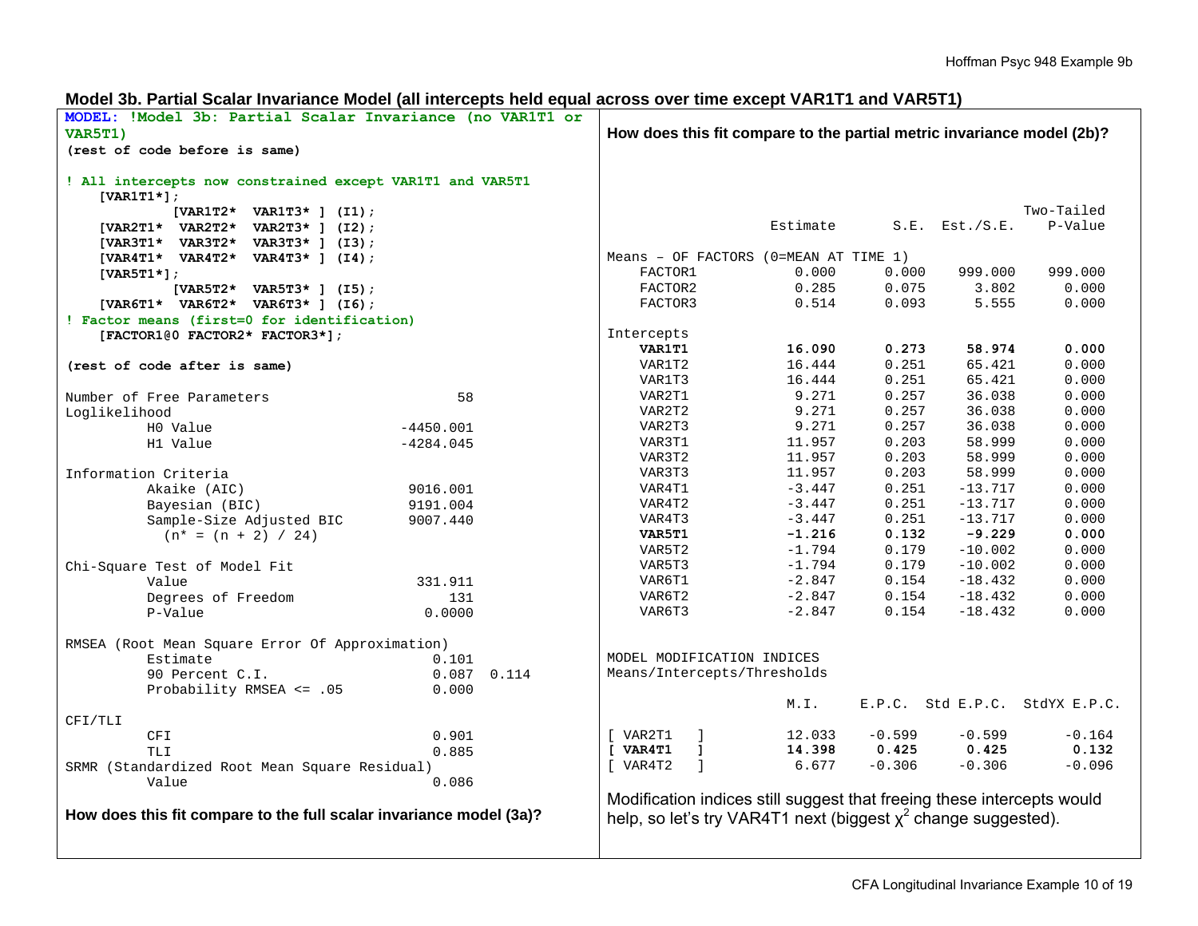## Model 3b. Partial Scalar Invariance Model (all intercepts held equal across over time except VAR1T1 and VAR5T1)

```
MODEL: !Model 3b: Partial Scalar Invariance (no VAR1T1 or
VAR5T1)
(rest of code before is same)

! All intercepts now constrained except VAR1T1 and VAR5T1
   [VAR1T1*];
         [VAR1T2*  VAR1T3* ] (I1);
   [VAR2T1*  VAR2T2*  VAR2T3* ] (I2);
   [VAR3T1*  VAR3T2*  VAR3T3* ] (I3);
   [VAR4T1*  VAR4T2*  VAR4T3* ] (I4);
   [VAR5T1*];
         [VAR5T2*  VAR5T3* ] (I5);
   [VAR6T1*  VAR6T2*  VAR6T3* ] (I6);
! Factor means (first=0 for identification)
   [FACTOR1@0 FACTOR2* FACTOR3*];

(rest of code after is same)
```

```
Number of Free Parameters                       58
Loglikelihood
          H0 Value                       -4450.001
          H1 Value                       -4284.045

Information Criteria
          Akaike (AIC)                    9016.001
          Bayesian (BIC)                  9191.004
          Sample-Size Adjusted BIC        9007.440
            (n* = (n + 2) / 24)

Chi-Square Test of Model Fit
          Value                            331.911
          Degrees of Freedom                   131
          P-Value                           0.0000

RMSEA (Root Mean Square Error Of Approximation)
          Estimate                           0.101
          90 Percent C.I.                    0.087  0.114
          Probability RMSEA <= .05           0.000

CFI/TLI
          CFI                                0.901
          TLI                                0.885
SRMR (Standardized Root Mean Square Residual)
          Value                              0.086
```

**How does this fit compare to the full scalar invariance model (3a)?**

**How does this fit compare to the partial metric invariance model (2b)?**

```
                                                         Two-Tailed
                     Estimate       S.E.  Est./S.E.    P-Value

Means – OF FACTORS (0=MEAN AT TIME 1)
    FACTOR1             0.000      0.000    999.000    999.000
    FACTOR2             0.285      0.075      3.802      0.000
    FACTOR3             0.514      0.093      5.555      0.000

Intercepts
    VAR1T1             16.090      0.273     58.974      0.000
    VAR1T2             16.444      0.251     65.421      0.000
    VAR1T3             16.444      0.251     65.421      0.000
    VAR2T1              9.271      0.257     36.038      0.000
    VAR2T2              9.271      0.257     36.038      0.000
    VAR2T3              9.271      0.257     36.038      0.000
    VAR3T1             11.957      0.203     58.999      0.000
    VAR3T2             11.957      0.203     58.999      0.000
    VAR3T3             11.957      0.203     58.999      0.000
    VAR4T1             -3.447      0.251    -13.717      0.000
    VAR4T2             -3.447      0.251    -13.717      0.000
    VAR4T3             -3.447      0.251    -13.717      0.000
    VAR5T1             -1.216      0.132     -9.229      0.000
    VAR5T2             -1.794      0.179    -10.002      0.000
    VAR5T3             -1.794      0.179    -10.002      0.000
    VAR6T1             -2.847      0.154    -18.432      0.000
    VAR6T2             -2.847      0.154    -18.432      0.000
    VAR6T3             -2.847      0.154    -18.432      0.000


MODEL MODIFICATION INDICES
Means/Intercepts/Thresholds

                         M.I.     E.P.C.  Std E.P.C.  StdYX E.P.C.

[ VAR2T1   ]           12.033     -0.599      -0.599        -0.164
[ VAR4T1   ]           14.398      0.425       0.425         0.132
[ VAR4T2   ]            6.677     -0.306      -0.306        -0.096
```

Modification indices still suggest that freeing these intercepts would help, so let's try VAR4T1 next (biggest $\chi^2$ change suggested).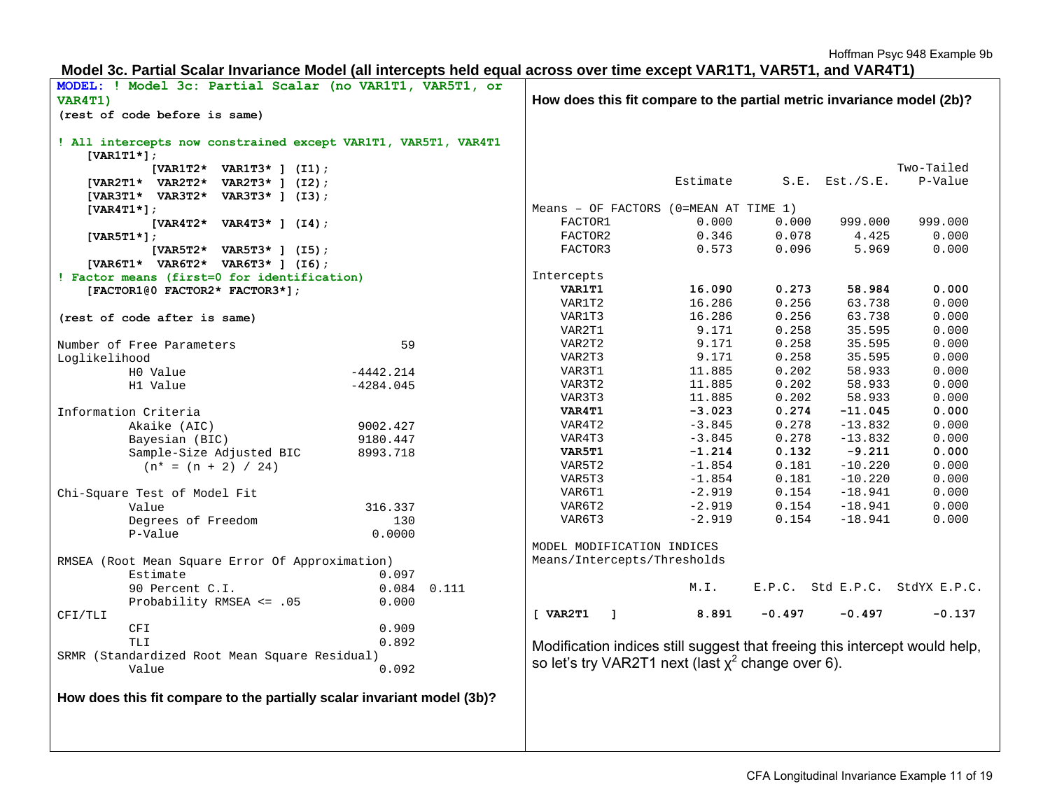## Model 3c. Partial Scalar Invariance Model (all intercepts held equal across over time except VAR1T1, VAR5T1, and VAR4T1)

```
MODEL: ! Model 3c: Partial Scalar (no VAR1T1, VAR5T1, or
VAR4T1)
(rest of code before is same)

! All intercepts now constrained except VAR1T1, VAR5T1, VAR4T1
   [VAR1T1*];
          [VAR1T2*  VAR1T3* ] (I1);
   [VAR2T1*  VAR2T2*  VAR2T3* ] (I2);
   [VAR3T1*  VAR3T2*  VAR3T3* ] (I3);
   [VAR4T1*];
          [VAR4T2*  VAR4T3* ] (I4);
   [VAR5T1*];
          [VAR5T2*  VAR5T3* ] (I5);
   [VAR6T1*  VAR6T2*  VAR6T3* ] (I6);
! Factor means (first=0 for identification)
   [FACTOR1@0 FACTOR2* FACTOR3*];

(rest of code after is same)
```

```
Number of Free Parameters                     59
Loglikelihood
         H0 Value                      -4442.214
         H1 Value                      -4284.045

Information Criteria
         Akaike (AIC)                   9002.427
         Bayesian (BIC)                 9180.447
         Sample-Size Adjusted BIC       8993.718
           (n* = (n + 2) / 24)

Chi-Square Test of Model Fit
         Value                           316.337
         Degrees of Freedom                  130
         P-Value                          0.0000

RMSEA (Root Mean Square Error Of Approximation)
         Estimate                          0.097
         90 Percent C.I.                   0.084  0.111
         Probability RMSEA <= .05          0.000
CFI/TLI
         CFI                               0.909
         TLI                               0.892
SRMR (Standardized Root Mean Square Residual)
         Value                             0.092
```

**How does this fit compare to the partially scalar invariant model (3b)?**

**How does this fit compare to the partial metric invariance model (2b)?**

```
                                                      Two-Tailed
                    Estimate       S.E.  Est./S.E.    P-Value

Means - OF FACTORS (0=MEAN AT TIME 1)
    FACTOR1            0.000      0.000    999.000    999.000
    FACTOR2            0.346      0.078      4.425      0.000
    FACTOR3            0.573      0.096      5.969      0.000

Intercepts
    VAR1T1            16.090      0.273     58.984      0.000
    VAR1T2            16.286      0.256     63.738      0.000
    VAR1T3            16.286      0.256     63.738      0.000
    VAR2T1             9.171      0.258     35.595      0.000
    VAR2T2             9.171      0.258     35.595      0.000
    VAR2T3             9.171      0.258     35.595      0.000
    VAR3T1            11.885      0.202     58.933      0.000
    VAR3T2            11.885      0.202     58.933      0.000
    VAR3T3            11.885      0.202     58.933      0.000
    VAR4T1            -3.023      0.274    -11.045      0.000
    VAR4T2            -3.845      0.278    -13.832      0.000
    VAR4T3            -3.845      0.278    -13.832      0.000
    VAR5T1            -1.214      0.132     -9.211      0.000
    VAR5T2            -1.854      0.181    -10.220      0.000
    VAR5T3            -1.854      0.181    -10.220      0.000
    VAR6T1            -2.919      0.154    -18.941      0.000
    VAR6T2            -2.919      0.154    -18.941      0.000
    VAR6T3            -2.919      0.154    -18.941      0.000

MODEL MODIFICATION INDICES
Means/Intercepts/Thresholds

                        M.I.     E.P.C.  Std E.P.C.  StdYX E.P.C.

[ VAR2T1   ]           8.891     -0.497      -0.497       -0.137
```

Modification indices still suggest that freeing this intercept would help, so let's try VAR2T1 next (last $\chi^2$ change over 6).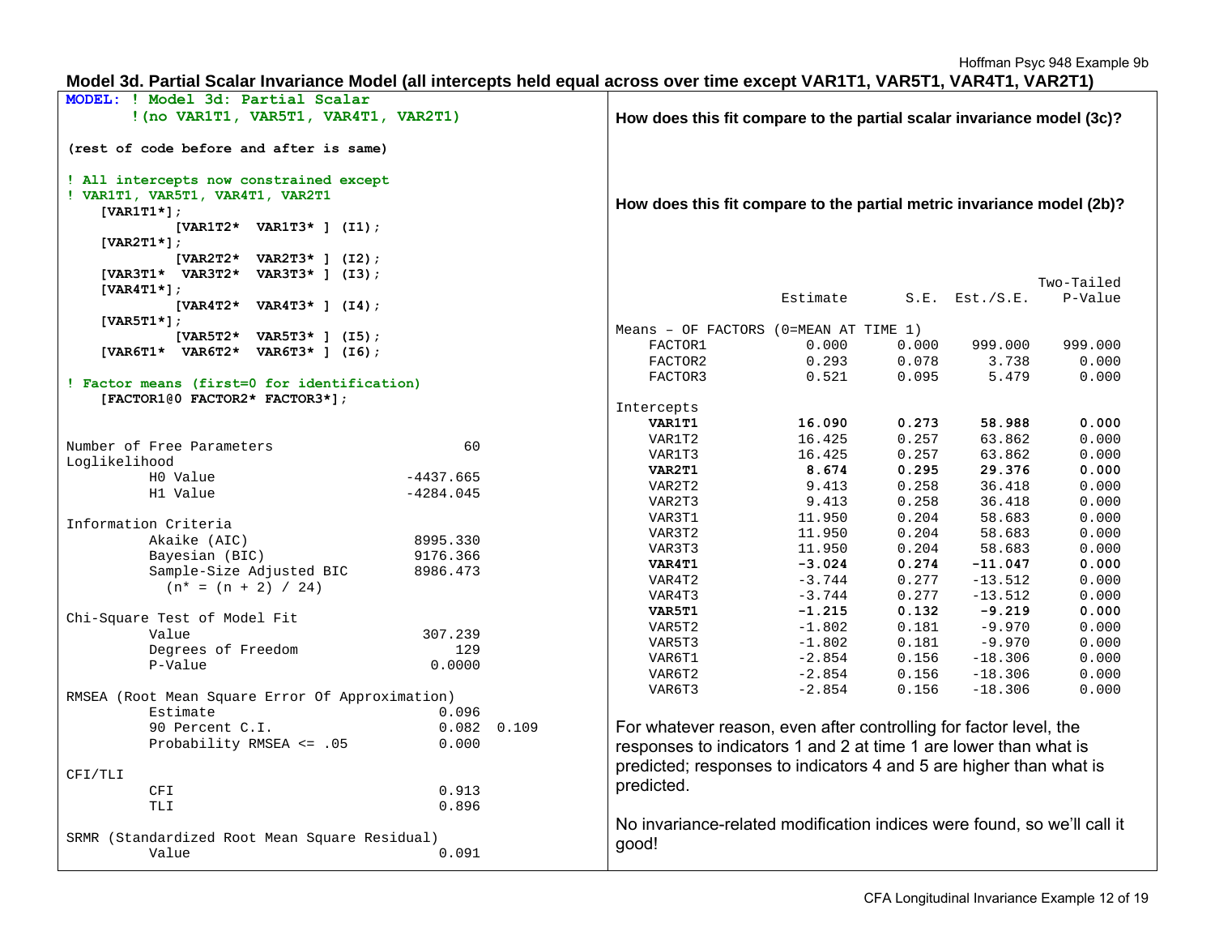## Model 3d. Partial Scalar Invariance Model (all intercepts held equal across over time except VAR1T1, VAR5T1, VAR4T1, VAR2T1)

```
MODEL: ! Model 3d: Partial Scalar
       !(no VAR1T1, VAR5T1, VAR4T1, VAR2T1)

(rest of code before and after is same)

! All intercepts now constrained except
! VAR1T1, VAR5T1, VAR4T1, VAR2T1
   [VAR1T1*];
            [VAR1T2*  VAR1T3* ] (I1);
   [VAR2T1*];
            [VAR2T2*  VAR2T3* ] (I2);
   [VAR3T1*  VAR3T2*  VAR3T3* ] (I3);
   [VAR4T1*];
            [VAR4T2*  VAR4T3* ] (I4);
   [VAR5T1*];
            [VAR5T2*  VAR5T3* ] (I5);
   [VAR6T1*  VAR6T2*  VAR6T3* ] (I6);

! Factor means (first=0 for identification)
   [FACTOR1@0 FACTOR2* FACTOR3*];
```

```
Number of Free Parameters                       60
Loglikelihood
          H0 Value                       -4437.665
          H1 Value                       -4284.045

Information Criteria
          Akaike (AIC)                    8995.330
          Bayesian (BIC)                  9176.366
          Sample-Size Adjusted BIC        8986.473
            (n* = (n + 2) / 24)

Chi-Square Test of Model Fit
          Value                            307.239
          Degrees of Freedom                   129
          P-Value                           0.0000

RMSEA (Root Mean Square Error Of Approximation)
          Estimate                           0.096
          90 Percent C.I.                    0.082  0.109
          Probability RMSEA <= .05           0.000

CFI/TLI
          CFI                                0.913
          TLI                                0.896

SRMR (Standardized Root Mean Square Residual)
          Value                              0.091
```

**How does this fit compare to the partial scalar invariance model (3c)?**

**How does this fit compare to the partial metric invariance model (2b)?**

```
                                                        Two-Tailed
                    Estimate       S.E.  Est./S.E.    P-Value

Means - OF FACTORS (0=MEAN AT TIME 1)
    FACTOR1            0.000      0.000    999.000    999.000
    FACTOR2            0.293      0.078      3.738      0.000
    FACTOR3            0.521      0.095      5.479      0.000

Intercepts
    VAR1T1            16.090      0.273     58.988      0.000
    VAR1T2            16.425      0.257     63.862      0.000
    VAR1T3            16.425      0.257     63.862      0.000
    VAR2T1             8.674      0.295     29.376      0.000
    VAR2T2             9.413      0.258     36.418      0.000
    VAR2T3             9.413      0.258     36.418      0.000
    VAR3T1            11.950      0.204     58.683      0.000
    VAR3T2            11.950      0.204     58.683      0.000
    VAR3T3            11.950      0.204     58.683      0.000
    VAR4T1            -3.024      0.274    -11.047      0.000
    VAR4T2            -3.744      0.277    -13.512      0.000
    VAR4T3            -3.744      0.277    -13.512      0.000
    VAR5T1            -1.215      0.132     -9.219      0.000
    VAR5T2            -1.802      0.181     -9.970      0.000
    VAR5T3            -1.802      0.181     -9.970      0.000
    VAR6T1            -2.854      0.156    -18.306      0.000
    VAR6T2            -2.854      0.156    -18.306      0.000
    VAR6T3            -2.854      0.156    -18.306      0.000
```

For whatever reason, even after controlling for factor level, the responses to indicators 1 and 2 at time 1 are lower than what is predicted; responses to indicators 4 and 5 are higher than what is predicted.

No invariance-related modification indices were found, so we'll call it good!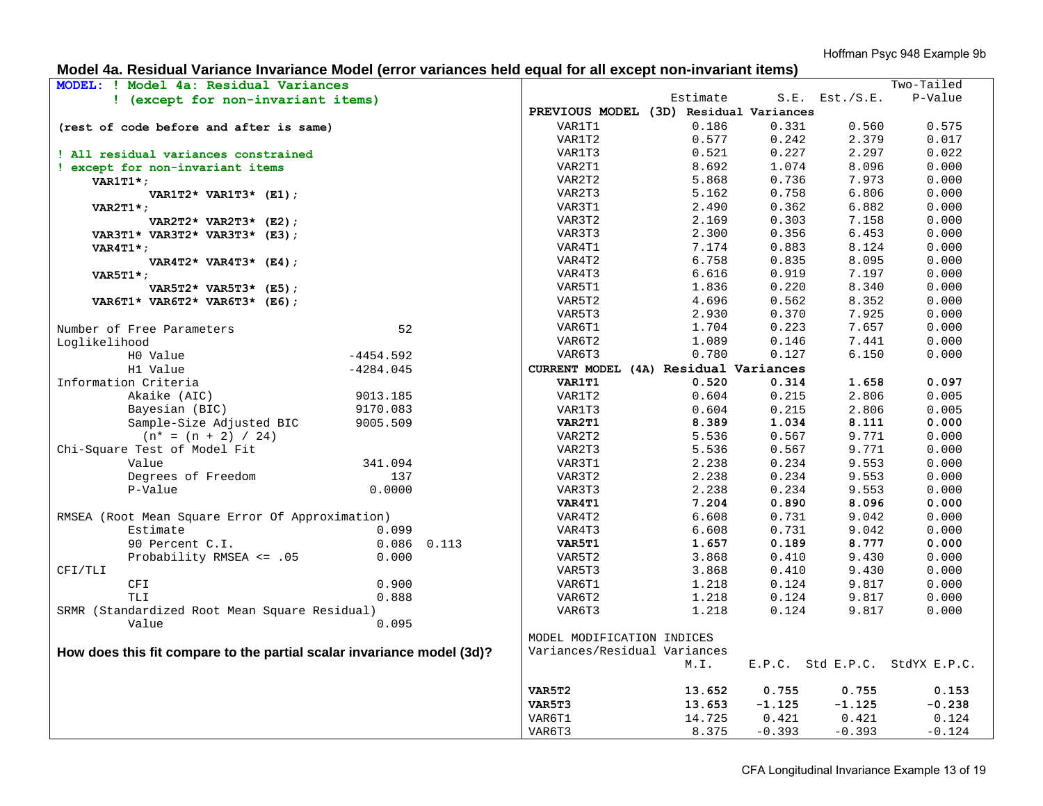## Model 4a. Residual Variance Invariance Model (error variances held equal for all except non-invariant items)

```
MODEL: ! Model 4a: Residual Variances
       ! (except for non-invariant items)

(rest of code before and after is same)

! All residual variances constrained
! except for non-invariant items
    VAR1T1*;
          VAR1T2* VAR1T3* (E1);
    VAR2T1*;
          VAR2T2* VAR2T3* (E2);
    VAR3T1* VAR3T2* VAR3T3* (E3);
    VAR4T1*;
          VAR4T2* VAR4T3* (E4);
    VAR5T1*;
          VAR5T2* VAR5T3* (E5);
    VAR6T1* VAR6T2* VAR6T3* (E6);
```

```
Number of Free Parameters                    52
Loglikelihood
         H0 Value                     -4454.592
         H1 Value                     -4284.045
Information Criteria
         Akaike (AIC)                  9013.185
         Bayesian (BIC)                9170.083
         Sample-Size Adjusted BIC      9005.509
           (n* = (n + 2) / 24)
Chi-Square Test of Model Fit
         Value                          341.094
         Degrees of Freedom                 137
         P-Value                         0.0000

RMSEA (Root Mean Square Error Of Approximation)
         Estimate                         0.099
         90 Percent C.I.                  0.086  0.113
         Probability RMSEA <= .05         0.000
CFI/TLI
         CFI                              0.900
         TLI                              0.888
SRMR (Standardized Root Mean Square Residual)
         Value                            0.095
```

**How does this fit compare to the partial scalar invariance model (3d)?**

| | Estimate | S.E. | Est./S.E. | Two-Tailed P-Value |
|---|---|---|---|---|
| **PREVIOUS MODEL (3D) Residual Variances** | | | | |
| VAR1T1 | 0.186 | 0.331 | 0.560 | 0.575 |
| VAR1T2 | 0.577 | 0.242 | 2.379 | 0.017 |
| VAR1T3 | 0.521 | 0.227 | 2.297 | 0.022 |
| VAR2T1 | 8.692 | 1.074 | 8.096 | 0.000 |
| VAR2T2 | 5.868 | 0.736 | 7.973 | 0.000 |
| VAR2T3 | 5.162 | 0.758 | 6.806 | 0.000 |
| VAR3T1 | 2.490 | 0.362 | 6.882 | 0.000 |
| VAR3T2 | 2.169 | 0.303 | 7.158 | 0.000 |
| VAR3T3 | 2.300 | 0.356 | 6.453 | 0.000 |
| VAR4T1 | 7.174 | 0.883 | 8.124 | 0.000 |
| VAR4T2 | 6.758 | 0.835 | 8.095 | 0.000 |
| VAR4T3 | 6.616 | 0.919 | 7.197 | 0.000 |
| VAR5T1 | 1.836 | 0.220 | 8.340 | 0.000 |
| VAR5T2 | 4.696 | 0.562 | 8.352 | 0.000 |
| VAR5T3 | 2.930 | 0.370 | 7.925 | 0.000 |
| VAR6T1 | 1.704 | 0.223 | 7.657 | 0.000 |
| VAR6T2 | 1.089 | 0.146 | 7.441 | 0.000 |
| VAR6T3 | 0.780 | 0.127 | 6.150 | 0.000 |
| **CURRENT MODEL (4A) Residual Variances** | | | | |
| **VAR1T1** | **0.520** | **0.314** | **1.658** | **0.097** |
| VAR1T2 | 0.604 | 0.215 | 2.806 | 0.005 |
| VAR1T3 | 0.604 | 0.215 | 2.806 | 0.005 |
| **VAR2T1** | **8.389** | **1.034** | **8.111** | **0.000** |
| VAR2T2 | 5.536 | 0.567 | 9.771 | 0.000 |
| VAR2T3 | 5.536 | 0.567 | 9.771 | 0.000 |
| VAR3T1 | 2.238 | 0.234 | 9.553 | 0.000 |
| VAR3T2 | 2.238 | 0.234 | 9.553 | 0.000 |
| VAR3T3 | 2.238 | 0.234 | 9.553 | 0.000 |
| **VAR4T1** | **7.204** | **0.890** | **8.096** | **0.000** |
| VAR4T2 | 6.608 | 0.731 | 9.042 | 0.000 |
| VAR4T3 | 6.608 | 0.731 | 9.042 | 0.000 |
| **VAR5T1** | **1.657** | **0.189** | **8.777** | **0.000** |
| VAR5T2 | 3.868 | 0.410 | 9.430 | 0.000 |
| VAR5T3 | 3.868 | 0.410 | 9.430 | 0.000 |
| VAR6T1 | 1.218 | 0.124 | 9.817 | 0.000 |
| VAR6T2 | 1.218 | 0.124 | 9.817 | 0.000 |
| VAR6T3 | 1.218 | 0.124 | 9.817 | 0.000 |

MODEL MODIFICATION INDICES
Variances/Residual Variances

| | M.I. | E.P.C. | Std E.P.C. | StdYX E.P.C. |
|---|---|---|---|---|
| **VAR5T2** | **13.652** | **0.755** | **0.755** | **0.153** |
| **VAR5T3** | **13.653** | **-1.125** | **-1.125** | **-0.238** |
| VAR6T1 | 14.725 | 0.421 | 0.421 | 0.124 |
| VAR6T3 | 8.375 | -0.393 | -0.393 | -0.124 |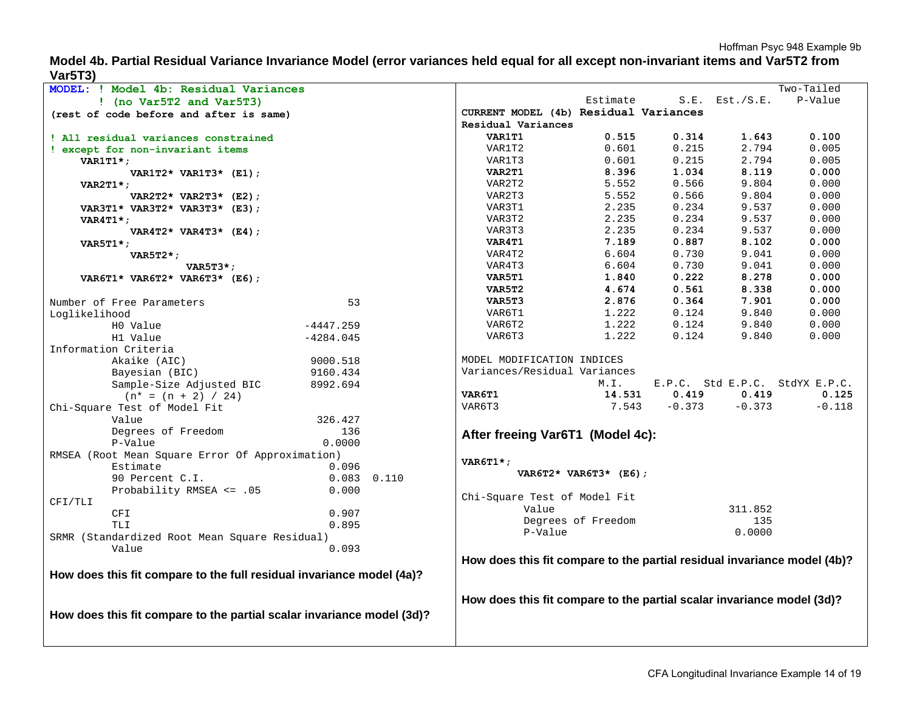## Model 4b. Partial Residual Variance Invariance Model (error variances held equal for all except non-invariant items and Var5T2 from Var5T3)

```
MODEL: ! Model 4b: Residual Variances
     ! (no Var5T2 and Var5T3)
(rest of code before and after is same)

! All residual variances constrained
! except for non-invariant items
    VAR1T1*;
          VAR1T2* VAR1T3* (E1);
    VAR2T1*;
          VAR2T2* VAR2T3* (E2);
    VAR3T1* VAR3T2* VAR3T3* (E3);
    VAR4T1*;
          VAR4T2* VAR4T3* (E4);
    VAR5T1*;
          VAR5T2*;
                 VAR5T3*;
    VAR6T1* VAR6T2* VAR6T3* (E6);
```

```
Number of Free Parameters                  53
Loglikelihood
         H0 Value                   -4447.259
         H1 Value                   -4284.045
Information Criteria
         Akaike (AIC)                9000.518
         Bayesian (BIC)              9160.434
         Sample-Size Adjusted BIC    8992.694
           (n* = (n + 2) / 24)
Chi-Square Test of Model Fit
         Value                        326.427
         Degrees of Freedom               136
         P-Value                       0.0000
RMSEA (Root Mean Square Error Of Approximation)
         Estimate                       0.096
         90 Percent C.I.                0.083  0.110
         Probability RMSEA <= .05       0.000
CFI/TLI
         CFI                            0.907
         TLI                            0.895
SRMR (Standardized Root Mean Square Residual)
         Value                          0.093
```

**How does this fit compare to the full residual invariance model (4a)?**

**How does this fit compare to the partial scalar invariance model (3d)?**

**CURRENT MODEL (4b) Residual Variances**

| Residual Variances | Estimate | S.E. | Est./S.E. | Two-Tailed P-Value |
|---|---|---|---|---|
| **VAR1T1** | **0.515** | **0.314** | **1.643** | **0.100** |
| VAR1T2 | 0.601 | 0.215 | 2.794 | 0.005 |
| VAR1T3 | 0.601 | 0.215 | 2.794 | 0.005 |
| **VAR2T1** | **8.396** | **1.034** | **8.119** | **0.000** |
| VAR2T2 | 5.552 | 0.566 | 9.804 | 0.000 |
| VAR2T3 | 5.552 | 0.566 | 9.804 | 0.000 |
| VAR3T1 | 2.235 | 0.234 | 9.537 | 0.000 |
| VAR3T2 | 2.235 | 0.234 | 9.537 | 0.000 |
| VAR3T3 | 2.235 | 0.234 | 9.537 | 0.000 |
| **VAR4T1** | **7.189** | **0.887** | **8.102** | **0.000** |
| VAR4T2 | 6.604 | 0.730 | 9.041 | 0.000 |
| VAR4T3 | 6.604 | 0.730 | 9.041 | 0.000 |
| **VAR5T1** | **1.840** | **0.222** | **8.278** | **0.000** |
| **VAR5T2** | **4.674** | **0.561** | **8.338** | **0.000** |
| **VAR5T3** | **2.876** | **0.364** | **7.901** | **0.000** |
| VAR6T1 | 1.222 | 0.124 | 9.840 | 0.000 |
| VAR6T2 | 1.222 | 0.124 | 9.840 | 0.000 |
| VAR6T3 | 1.222 | 0.124 | 9.840 | 0.000 |

MODEL MODIFICATION INDICES

| Variances/Residual Variances | M.I. | E.P.C. | Std E.P.C. | StdYX E.P.C. |
|---|---|---|---|---|
| **VAR6T1** | **14.531** | **0.419** | **0.419** | **0.125** |
| VAR6T3 | 7.543 | -0.373 | -0.373 | -0.118 |

### After freeing Var6T1 (Model 4c):

```
VAR6T1*;
     VAR6T2* VAR6T3* (E6);
```

```
Chi-Square Test of Model Fit
         Value                        311.852
         Degrees of Freedom               135
         P-Value                       0.0000
```

**How does this fit compare to the partial residual invariance model (4b)?**

**How does this fit compare to the partial scalar invariance model (3d)?**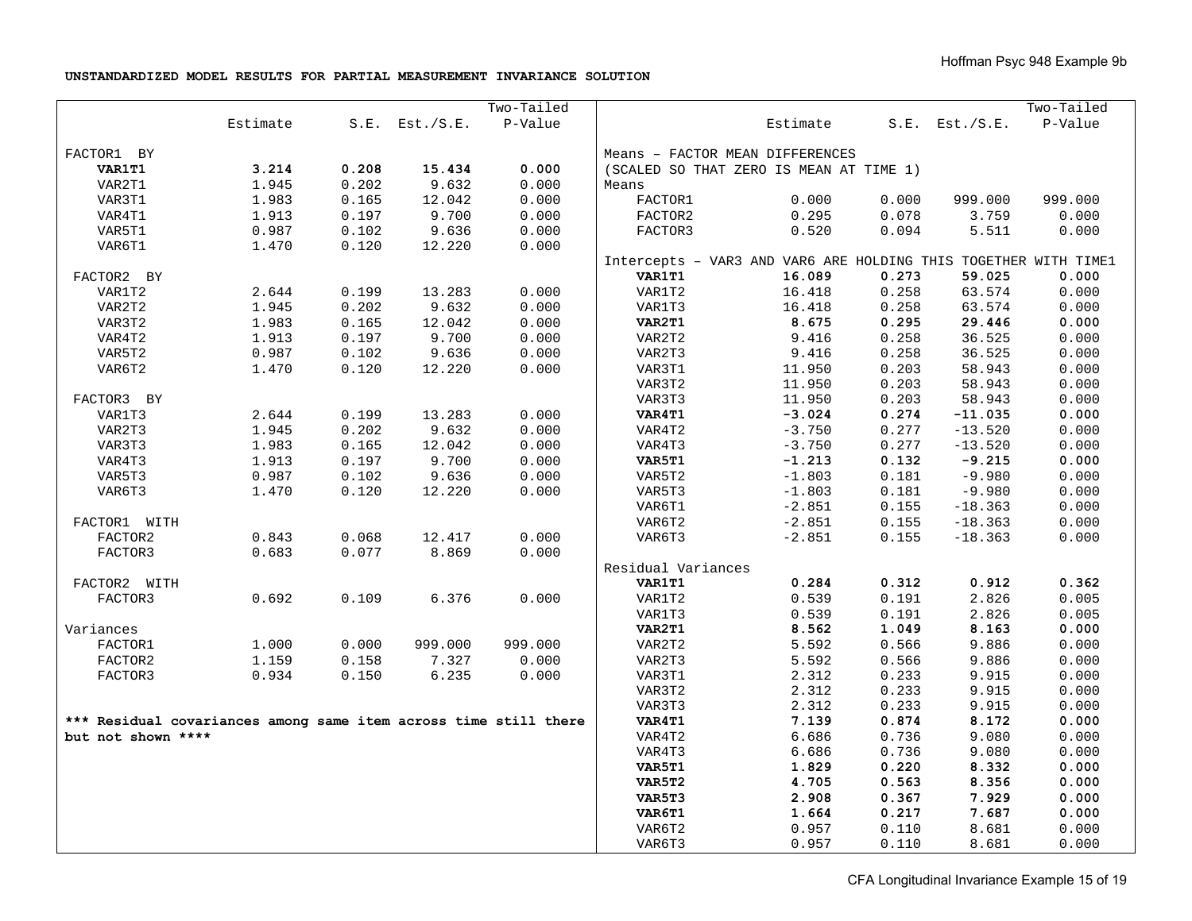**UNSTANDARDIZED MODEL RESULTS FOR PARTIAL MEASUREMENT INVARIANCE SOLUTION**

| | Estimate | S.E. | Est./S.E. | Two-Tailed P-Value |
|---|---|---|---|---|
| **FACTOR1 BY** | | | | |
| **VAR1T1** | **3.214** | **0.208** | **15.434** | **0.000** |
| VAR2T1 | 1.945 | 0.202 | 9.632 | 0.000 |
| VAR3T1 | 1.983 | 0.165 | 12.042 | 0.000 |
| VAR4T1 | 1.913 | 0.197 | 9.700 | 0.000 |
| VAR5T1 | 0.987 | 0.102 | 9.636 | 0.000 |
| VAR6T1 | 1.470 | 0.120 | 12.220 | 0.000 |
| **FACTOR2 BY** | | | | |
| VAR1T2 | 2.644 | 0.199 | 13.283 | 0.000 |
| VAR2T2 | 1.945 | 0.202 | 9.632 | 0.000 |
| VAR3T2 | 1.983 | 0.165 | 12.042 | 0.000 |
| VAR4T2 | 1.913 | 0.197 | 9.700 | 0.000 |
| VAR5T2 | 0.987 | 0.102 | 9.636 | 0.000 |
| VAR6T2 | 1.470 | 0.120 | 12.220 | 0.000 |
| **FACTOR3 BY** | | | | |
| VAR1T3 | 2.644 | 0.199 | 13.283 | 0.000 |
| VAR2T3 | 1.945 | 0.202 | 9.632 | 0.000 |
| VAR3T3 | 1.983 | 0.165 | 12.042 | 0.000 |
| VAR4T3 | 1.913 | 0.197 | 9.700 | 0.000 |
| VAR5T3 | 0.987 | 0.102 | 9.636 | 0.000 |
| VAR6T3 | 1.470 | 0.120 | 12.220 | 0.000 |
| **FACTOR1 WITH** | | | | |
| FACTOR2 | 0.843 | 0.068 | 12.417 | 0.000 |
| FACTOR3 | 0.683 | 0.077 | 8.869 | 0.000 |
| **FACTOR2 WITH** | | | | |
| FACTOR3 | 0.692 | 0.109 | 6.376 | 0.000 |
| **Variances** | | | | |
| FACTOR1 | 1.000 | 0.000 | 999.000 | 999.000 |
| FACTOR2 | 1.159 | 0.158 | 7.327 | 0.000 |
| FACTOR3 | 0.934 | 0.150 | 6.235 | 0.000 |

**\*\*\* Residual covariances among same item across time still there but not shown \*\*\*\***

| | Estimate | S.E. | Est./S.E. | Two-Tailed P-Value |
|---|---|---|---|---|
| **Means – FACTOR MEAN DIFFERENCES (SCALED SO THAT ZERO IS MEAN AT TIME 1)** | | | | |
| **Means** | | | | |
| FACTOR1 | 0.000 | 0.000 | 999.000 | 999.000 |
| FACTOR2 | 0.295 | 0.078 | 3.759 | 0.000 |
| FACTOR3 | 0.520 | 0.094 | 5.511 | 0.000 |
| **Intercepts – VAR3 AND VAR6 ARE HOLDING THIS TOGETHER WITH TIME1** | | | | |
| **VAR1T1** | **16.089** | **0.273** | **59.025** | **0.000** |
| VAR1T2 | 16.418 | 0.258 | 63.574 | 0.000 |
| VAR1T3 | 16.418 | 0.258 | 63.574 | 0.000 |
| **VAR2T1** | **8.675** | **0.295** | **29.446** | **0.000** |
| VAR2T2 | 9.416 | 0.258 | 36.525 | 0.000 |
| VAR2T3 | 9.416 | 0.258 | 36.525 | 0.000 |
| VAR3T1 | 11.950 | 0.203 | 58.943 | 0.000 |
| VAR3T2 | 11.950 | 0.203 | 58.943 | 0.000 |
| VAR3T3 | 11.950 | 0.203 | 58.943 | 0.000 |
| **VAR4T1** | **-3.024** | **0.274** | **-11.035** | **0.000** |
| VAR4T2 | -3.750 | 0.277 | -13.520 | 0.000 |
| VAR4T3 | -3.750 | 0.277 | -13.520 | 0.000 |
| **VAR5T1** | **-1.213** | **0.132** | **-9.215** | **0.000** |
| VAR5T2 | -1.803 | 0.181 | -9.980 | 0.000 |
| VAR5T3 | -1.803 | 0.181 | -9.980 | 0.000 |
| VAR6T1 | -2.851 | 0.155 | -18.363 | 0.000 |
| VAR6T2 | -2.851 | 0.155 | -18.363 | 0.000 |
| VAR6T3 | -2.851 | 0.155 | -18.363 | 0.000 |
| **Residual Variances** | | | | |
| **VAR1T1** | **0.284** | **0.312** | **0.912** | **0.362** |
| VAR1T2 | 0.539 | 0.191 | 2.826 | 0.005 |
| VAR1T3 | 0.539 | 0.191 | 2.826 | 0.005 |
| **VAR2T1** | **8.562** | **1.049** | **8.163** | **0.000** |
| VAR2T2 | 5.592 | 0.566 | 9.886 | 0.000 |
| VAR2T3 | 5.592 | 0.566 | 9.886 | 0.000 |
| VAR3T1 | 2.312 | 0.233 | 9.915 | 0.000 |
| VAR3T2 | 2.312 | 0.233 | 9.915 | 0.000 |
| VAR3T3 | 2.312 | 0.233 | 9.915 | 0.000 |
| **VAR4T1** | **7.139** | **0.874** | **8.172** | **0.000** |
| VAR4T2 | 6.686 | 0.736 | 9.080 | 0.000 |
| VAR4T3 | 6.686 | 0.736 | 9.080 | 0.000 |
| **VAR5T1** | **1.829** | **0.220** | **8.332** | **0.000** |
| **VAR5T2** | **4.705** | **0.563** | **8.356** | **0.000** |
| **VAR5T3** | **2.908** | **0.367** | **7.929** | **0.000** |
| **VAR6T1** | **1.664** | **0.217** | **7.687** | **0.000** |
| VAR6T2 | 0.957 | 0.110 | 8.681 | 0.000 |
| VAR6T3 | 0.957 | 0.110 | 8.681 | 0.000 |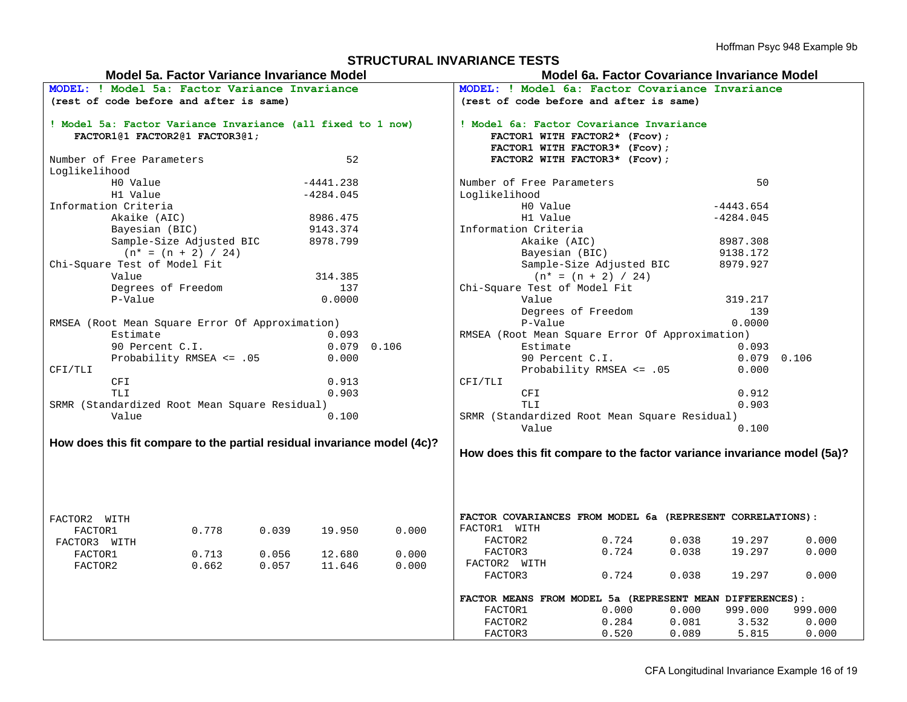## STRUCTURAL INVARIANCE TESTS

### Model 5a. Factor Variance Invariance Model

```
MODEL: ! Model 5a: Factor Variance Invariance
(rest of code before and after is same)

! Model 5a: Factor Variance Invariance (all fixed to 1 now)
   FACTOR1@1 FACTOR2@1 FACTOR3@1;
```

```
Number of Free Parameters                       52
Loglikelihood
          H0 Value                       -4441.238
          H1 Value                       -4284.045
Information Criteria
          Akaike (AIC)                    8986.475
          Bayesian (BIC)                  9143.374
          Sample-Size Adjusted BIC        8978.799
            (n* = (n + 2) / 24)
Chi-Square Test of Model Fit
          Value                            314.385
          Degrees of Freedom                   137
          P-Value                           0.0000

RMSEA (Root Mean Square Error Of Approximation)
          Estimate                           0.093
          90 Percent C.I.                    0.079  0.106
          Probability RMSEA <= .05           0.000
CFI/TLI
          CFI                                0.913
          TLI                                0.903
SRMR (Standardized Root Mean Square Residual)
          Value                              0.100
```

**How does this fit compare to the partial residual invariance model (4c)?**

```
FACTOR2  WITH
   FACTOR1           0.778      0.039     19.950      0.000
 FACTOR3  WITH
   FACTOR1           0.713      0.056     12.680      0.000
   FACTOR2           0.662      0.057     11.646      0.000
```

### Model 6a. Factor Covariance Invariance Model

```
MODEL: ! Model 6a: Factor Covariance Invariance
(rest of code before and after is same)

! Model 6a: Factor Covariance Invariance
     FACTOR1 WITH FACTOR2* (Fcov);
     FACTOR1 WITH FACTOR3* (Fcov);
     FACTOR2 WITH FACTOR3* (Fcov);
```

```
Number of Free Parameters                       50
Loglikelihood
          H0 Value                       -4443.654
          H1 Value                       -4284.045
Information Criteria
          Akaike (AIC)                    8987.308
          Bayesian (BIC)                  9138.172
          Sample-Size Adjusted BIC        8979.927
            (n* = (n + 2) / 24)
Chi-Square Test of Model Fit
          Value                            319.217
          Degrees of Freedom                   139
          P-Value                           0.0000
RMSEA (Root Mean Square Error Of Approximation)
          Estimate                           0.093
          90 Percent C.I.                    0.079  0.106
          Probability RMSEA <= .05           0.000
CFI/TLI
          CFI                                0.912
          TLI                                0.903
SRMR (Standardized Root Mean Square Residual)
          Value                              0.100
```

**How does this fit compare to the factor variance invariance model (5a)?**

```
FACTOR COVARIANCES FROM MODEL 6a (REPRESENT CORRELATIONS):
FACTOR1  WITH
   FACTOR2           0.724      0.038     19.297      0.000
   FACTOR3           0.724      0.038     19.297      0.000
 FACTOR2  WITH
   FACTOR3           0.724      0.038     19.297      0.000

FACTOR MEANS FROM MODEL 5a (REPRESENT MEAN DIFFERENCES):
   FACTOR1           0.000      0.000    999.000    999.000
   FACTOR2           0.284      0.081      3.532      0.000
   FACTOR3           0.520      0.089      5.815      0.000
```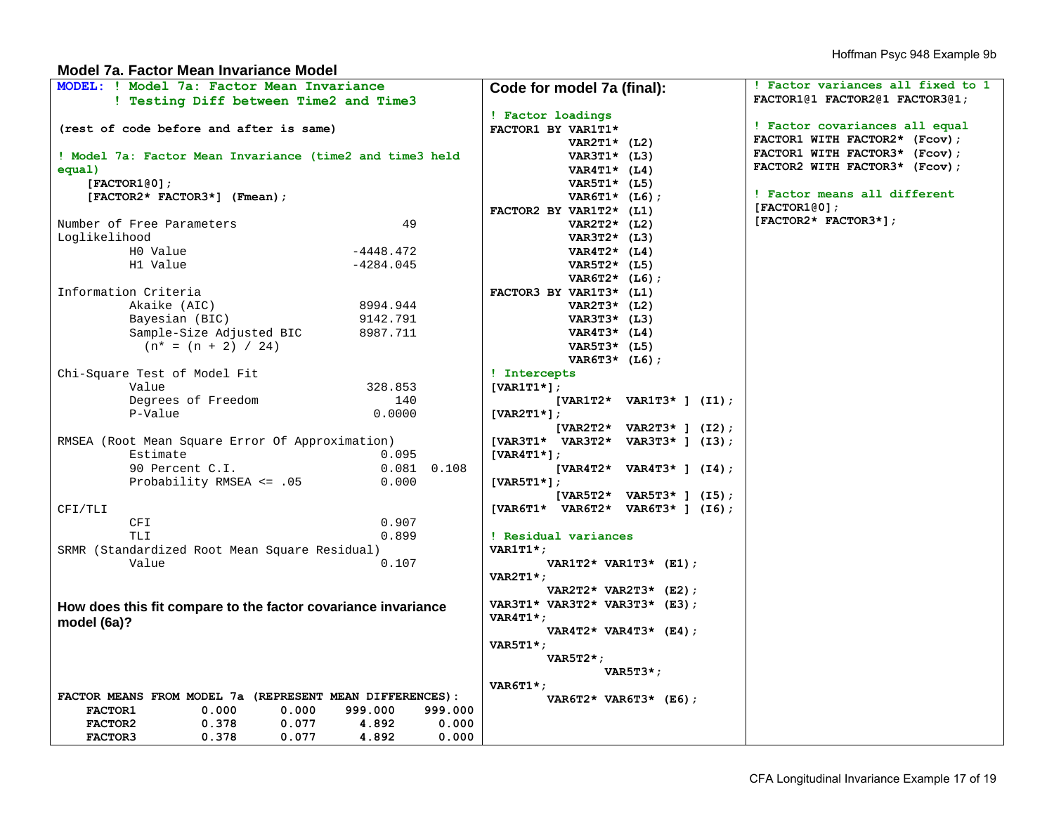## Model 7a. Factor Mean Invariance Model

```
MODEL: ! Model 7a: Factor Mean Invariance
       ! Testing Diff between Time2 and Time3

(rest of code before and after is same)

! Model 7a: Factor Mean Invariance (time2 and time3 held
equal)
    [FACTOR1@0];
    [FACTOR2* FACTOR3*] (Fmean);
```

```
Number of Free Parameters                       49
Loglikelihood
          H0 Value                       -4448.472
          H1 Value                       -4284.045

Information Criteria
          Akaike (AIC)                    8994.944
          Bayesian (BIC)                  9142.791
          Sample-Size Adjusted BIC        8987.711
            (n* = (n + 2) / 24)

Chi-Square Test of Model Fit
          Value                            328.853
          Degrees of Freedom                   140
          P-Value                           0.0000

RMSEA (Root Mean Square Error Of Approximation)
          Estimate                           0.095
          90 Percent C.I.                    0.081  0.108
          Probability RMSEA <= .05           0.000

CFI/TLI
          CFI                                0.907
          TLI                                0.899
SRMR (Standardized Root Mean Square Residual)
          Value                              0.107
```

**How does this fit compare to the factor covariance invariance model (6a)?**

```
FACTOR MEANS FROM MODEL 7a (REPRESENT MEAN DIFFERENCES):
    FACTOR1         0.000      0.000    999.000    999.000
    FACTOR2         0.378      0.077      4.892      0.000
    FACTOR3         0.378      0.077      4.892      0.000
```

**Code for model 7a (final):**

```
! Factor loadings
FACTOR1 BY VAR1T1*
           VAR2T1* (L2)
           VAR3T1* (L3)
           VAR4T1* (L4)
           VAR5T1* (L5)
           VAR6T1* (L6);
FACTOR2 BY VAR1T2* (L1)
           VAR2T2* (L2)
           VAR3T2* (L3)
           VAR4T2* (L4)
           VAR5T2* (L5)
           VAR6T2* (L6);
FACTOR3 BY VAR1T3* (L1)
           VAR2T3* (L2)
           VAR3T3* (L3)
           VAR4T3* (L4)
           VAR5T3* (L5)
           VAR6T3* (L6);
! Intercepts
[VAR1T1*];
        [VAR1T2*  VAR1T3* ] (I1);
[VAR2T1*];
        [VAR2T2*  VAR2T3* ] (I2);
[VAR3T1*  VAR3T2*  VAR3T3* ] (I3);
[VAR4T1*];
        [VAR4T2*  VAR4T3* ] (I4);
[VAR5T1*];
        [VAR5T2*  VAR5T3* ] (I5);
[VAR6T1*  VAR6T2*  VAR6T3* ] (I6);

! Residual variances
VAR1T1*;
       VAR1T2* VAR1T3* (E1);
VAR2T1*;
       VAR2T2* VAR2T3* (E2);
VAR3T1* VAR3T2* VAR3T3* (E3);
VAR4T1*;
       VAR4T2* VAR4T3* (E4);
VAR5T1*;
       VAR5T2*;
              VAR5T3*;
VAR6T1*;
       VAR6T2* VAR6T3* (E6);
```

```
! Factor variances all fixed to 1
FACTOR1@1 FACTOR2@1 FACTOR3@1;

! Factor covariances all equal
FACTOR1 WITH FACTOR2* (Fcov);
FACTOR1 WITH FACTOR3* (Fcov);
FACTOR2 WITH FACTOR3* (Fcov);

! Factor means all different
[FACTOR1@0];
[FACTOR2* FACTOR3*];
```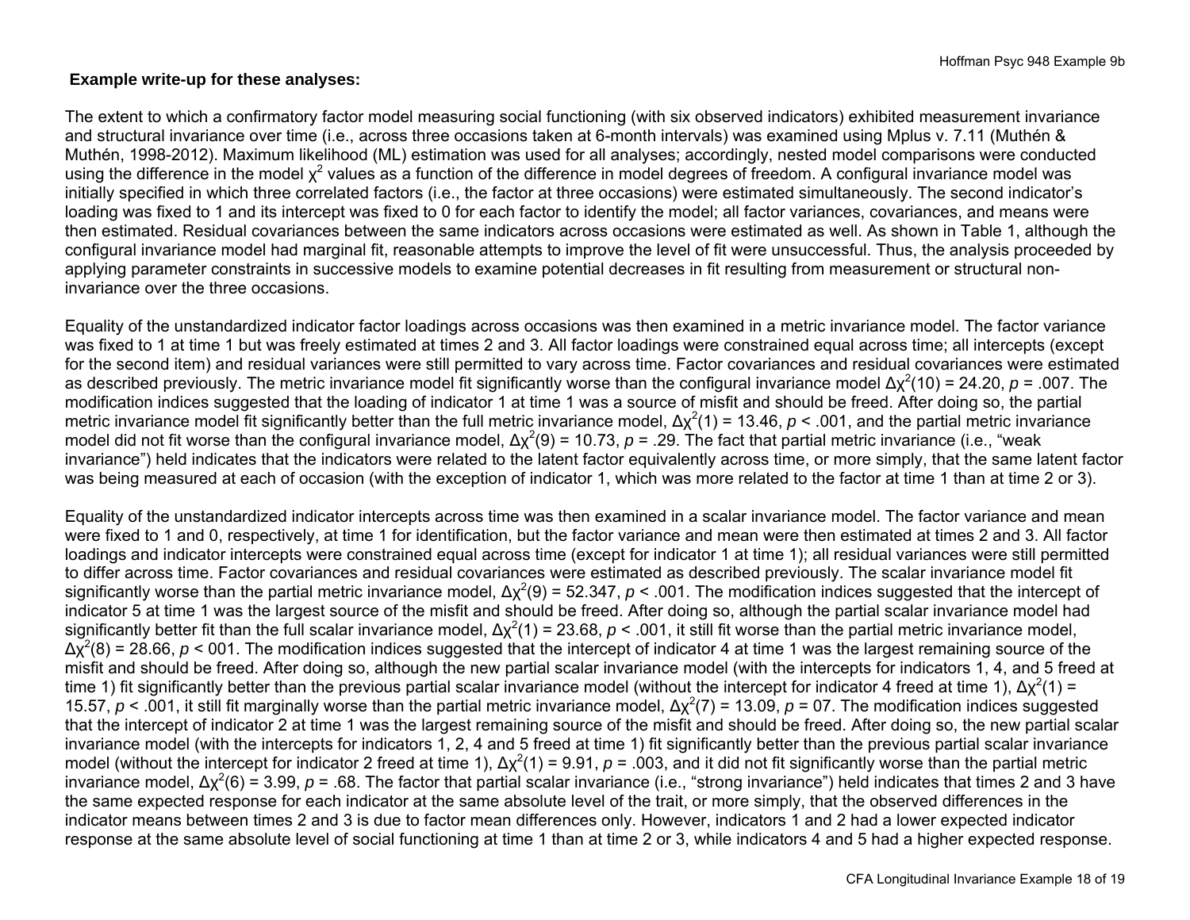**Example write-up for these analyses:**

The extent to which a confirmatory factor model measuring social functioning (with six observed indicators) exhibited measurement invariance and structural invariance over time (i.e., across three occasions taken at 6-month intervals) was examined using Mplus v. 7.11 (Muthén & Muthén, 1998-2012). Maximum likelihood (ML) estimation was used for all analyses; accordingly, nested model comparisons were conducted using the difference in the model $\chi^2$ values as a function of the difference in model degrees of freedom. A configural invariance model was initially specified in which three correlated factors (i.e., the factor at three occasions) were estimated simultaneously. The second indicator's loading was fixed to 1 and its intercept was fixed to 0 for each factor to identify the model; all factor variances, covariances, and means were then estimated. Residual covariances between the same indicators across occasions were estimated as well. As shown in Table 1, although the configural invariance model had marginal fit, reasonable attempts to improve the level of fit were unsuccessful. Thus, the analysis proceeded by applying parameter constraints in successive models to examine potential decreases in fit resulting from measurement or structural non-invariance over the three occasions.

Equality of the unstandardized indicator factor loadings across occasions was then examined in a metric invariance model. The factor variance was fixed to 1 at time 1 but was freely estimated at times 2 and 3. All factor loadings were constrained equal across time; all intercepts (except for the second item) and residual variances were still permitted to vary across time. Factor covariances and residual covariances were estimated as described previously. The metric invariance model fit significantly worse than the configural invariance model $\Delta\chi^2(10) = 24.20$, $p = .007$. The modification indices suggested that the loading of indicator 1 at time 1 was a source of misfit and should be freed. After doing so, the partial metric invariance model fit significantly better than the full metric invariance model, $\Delta\chi^2(1) = 13.46$, $p < .001$, and the partial metric invariance model did not fit worse than the configural invariance model, $\Delta\chi^2(9) = 10.73$, $p = .29$. The fact that partial metric invariance (i.e., "weak invariance") held indicates that the indicators were related to the latent factor equivalently across time, or more simply, that the same latent factor was being measured at each of occasion (with the exception of indicator 1, which was more related to the factor at time 1 than at time 2 or 3).

Equality of the unstandardized indicator intercepts across time was then examined in a scalar invariance model. The factor variance and mean were fixed to 1 and 0, respectively, at time 1 for identification, but the factor variance and mean were then estimated at times 2 and 3. All factor loadings and indicator intercepts were constrained equal across time (except for indicator 1 at time 1); all residual variances were still permitted to differ across time. Factor covariances and residual covariances were estimated as described previously. The scalar invariance model fit significantly worse than the partial metric invariance model, $\Delta\chi^2(9) = 52.347$, $p < .001$. The modification indices suggested that the intercept of indicator 5 at time 1 was the largest source of the misfit and should be freed. After doing so, although the partial scalar invariance model had significantly better fit than the full scalar invariance model, $\Delta\chi^2(1) = 23.68$, $p < .001$, it still fit worse than the partial metric invariance model, $\Delta\chi^2(8) = 28.66$, $p < 001$. The modification indices suggested that the intercept of indicator 4 at time 1 was the largest remaining source of the misfit and should be freed. After doing so, although the new partial scalar invariance model (with the intercepts for indicators 1, 4, and 5 freed at time 1) fit significantly better than the previous partial scalar invariance model (without the intercept for indicator 4 freed at time 1), $\Delta\chi^2(1) = 15.57$, $p < .001$, it still fit marginally worse than the partial metric invariance model, $\Delta\chi^2(7) = 13.09$, $p = 07$. The modification indices suggested that the intercept of indicator 2 at time 1 was the largest remaining source of the misfit and should be freed. After doing so, the new partial scalar invariance model (with the intercepts for indicators 1, 2, 4 and 5 freed at time 1) fit significantly better than the previous partial scalar invariance model (without the intercept for indicator 2 freed at time 1), $\Delta\chi^2(1) = 9.91$, $p = .003$, and it did not fit significantly worse than the partial metric invariance model, $\Delta\chi^2(6) = 3.99$, $p = .68$. The factor that partial scalar invariance (i.e., "strong invariance") held indicates that times 2 and 3 have the same expected response for each indicator at the same absolute level of the trait, or more simply, that the observed differences in the indicator means between times 2 and 3 is due to factor mean differences only. However, indicators 1 and 2 had a lower expected indicator response at the same absolute level of social functioning at time 1 than at time 2 or 3, while indicators 4 and 5 had a higher expected response.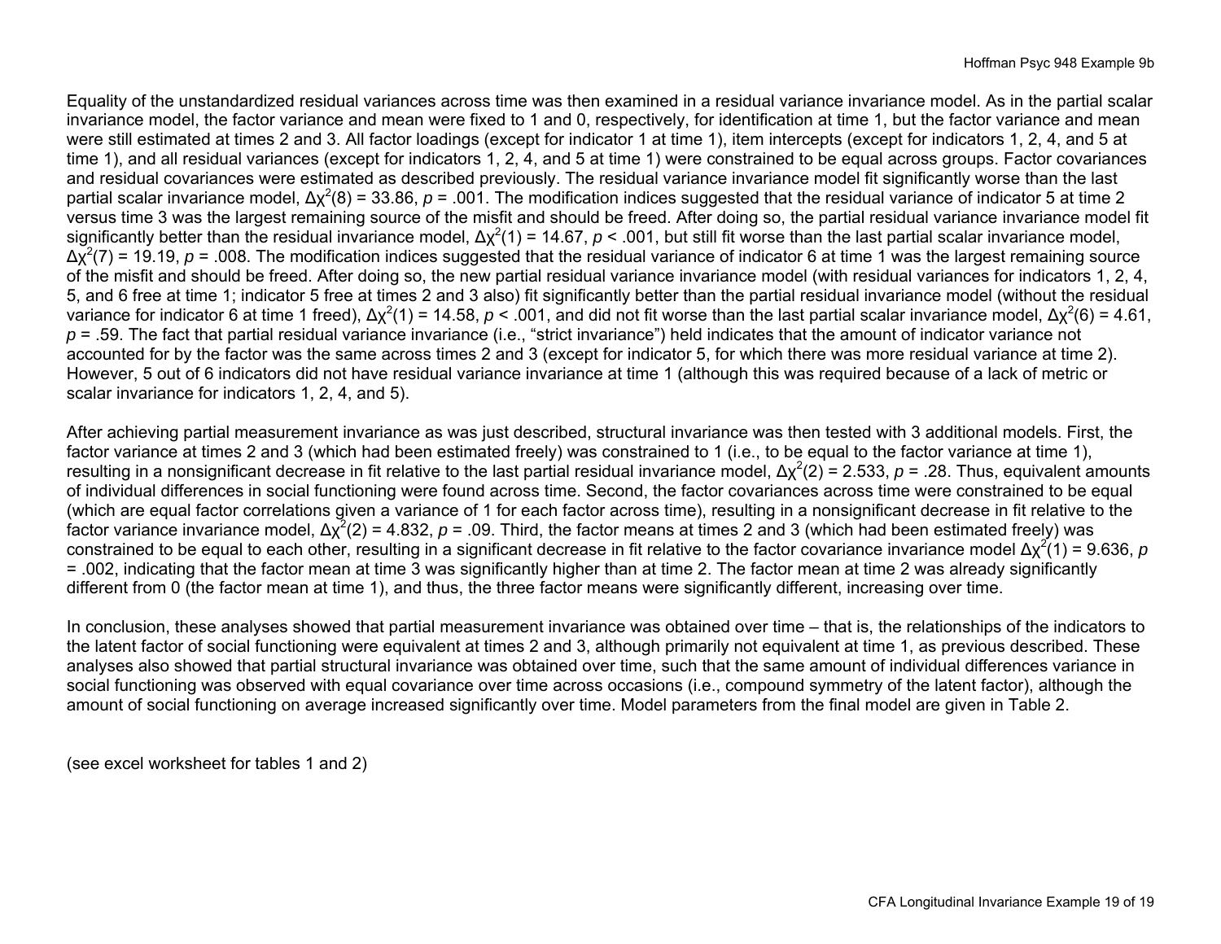Equality of the unstandardized residual variances across time was then examined in a residual variance invariance model. As in the partial scalar invariance model, the factor variance and mean were fixed to 1 and 0, respectively, for identification at time 1, but the factor variance and mean were still estimated at times 2 and 3. All factor loadings (except for indicator 1 at time 1), item intercepts (except for indicators 1, 2, 4, and 5 at time 1), and all residual variances (except for indicators 1, 2, 4, and 5 at time 1) were constrained to be equal across groups. Factor covariances and residual covariances were estimated as described previously. The residual variance invariance model fit significantly worse than the last partial scalar invariance model, $\Delta\chi^2(8) = 33.86$, $p = .001$. The modification indices suggested that the residual variance of indicator 5 at time 2 versus time 3 was the largest remaining source of the misfit and should be freed. After doing so, the partial residual variance invariance model fit significantly better than the residual invariance model, $\Delta\chi^2(1) = 14.67$, $p < .001$, but still fit worse than the last partial scalar invariance model, $\Delta\chi^2(7) = 19.19$, $p = .008$. The modification indices suggested that the residual variance of indicator 6 at time 1 was the largest remaining source of the misfit and should be freed. After doing so, the new partial residual variance invariance model (with residual variances for indicators 1, 2, 4, 5, and 6 free at time 1; indicator 5 free at times 2 and 3 also) fit significantly better than the partial residual invariance model (without the residual variance for indicator 6 at time 1 freed), $\Delta\chi^2(1) = 14.58$, $p < .001$, and did not fit worse than the last partial scalar invariance model, $\Delta\chi^2(6) = 4.61$, $p = .59$. The fact that partial residual variance invariance (i.e., "strict invariance") held indicates that the amount of indicator variance not accounted for by the factor was the same across times 2 and 3 (except for indicator 5, for which there was more residual variance at time 2). However, 5 out of 6 indicators did not have residual variance invariance at time 1 (although this was required because of a lack of metric or scalar invariance for indicators 1, 2, 4, and 5).

After achieving partial measurement invariance as was just described, structural invariance was then tested with 3 additional models. First, the factor variance at times 2 and 3 (which had been estimated freely) was constrained to 1 (i.e., to be equal to the factor variance at time 1), resulting in a nonsignificant decrease in fit relative to the last partial residual invariance model, $\Delta\chi^2(2) = 2.533$, $p = .28$. Thus, equivalent amounts of individual differences in social functioning were found across time. Second, the factor covariances across time were constrained to be equal (which are equal factor correlations given a variance of 1 for each factor across time), resulting in a nonsignificant decrease in fit relative to the factor variance invariance model, $\Delta\chi^2(2) = 4.832$, $p = .09$. Third, the factor means at times 2 and 3 (which had been estimated freely) was constrained to be equal to each other, resulting in a significant decrease in fit relative to the factor covariance invariance model $\Delta\chi^2(1) = 9.636$, $p = .002$, indicating that the factor mean at time 3 was significantly higher than at time 2. The factor mean at time 2 was already significantly different from 0 (the factor mean at time 1), and thus, the three factor means were significantly different, increasing over time.

In conclusion, these analyses showed that partial measurement invariance was obtained over time – that is, the relationships of the indicators to the latent factor of social functioning were equivalent at times 2 and 3, although primarily not equivalent at time 1, as previous described. These analyses also showed that partial structural invariance was obtained over time, such that the same amount of individual differences variance in social functioning was observed with equal covariance over time across occasions (i.e., compound symmetry of the latent factor), although the amount of social functioning on average increased significantly over time. Model parameters from the final model are given in Table 2.

(see excel worksheet for tables 1 and 2)